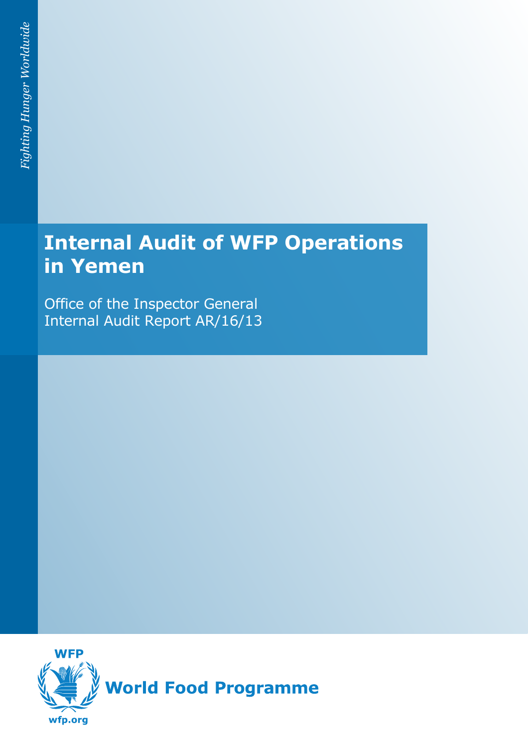*Fighting Hunger Worldwide*

# Internal Audit of WFP Operations in Yemen

Office of the Inspector General
Internal Audit Report AR/16/13

WFP

World Food Programme

wfp.org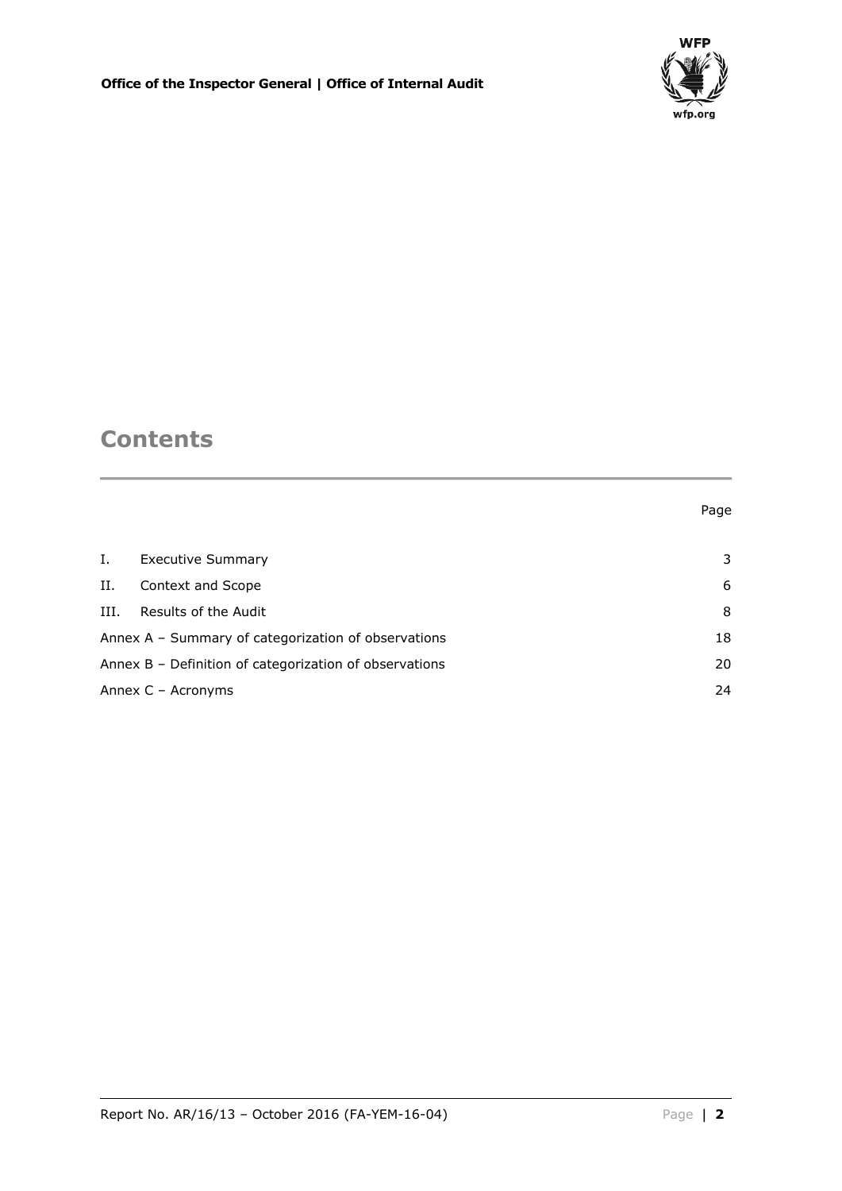# Contents

| | | Page |
|---|---|---|
| I. | Executive Summary | 3 |
| II. | Context and Scope | 6 |
| III. | Results of the Audit | 8 |
| Annex A – Summary of categorization of observations | | 18 |
| Annex B – Definition of categorization of observations | | 20 |
| Annex C – Acronyms | | 24 |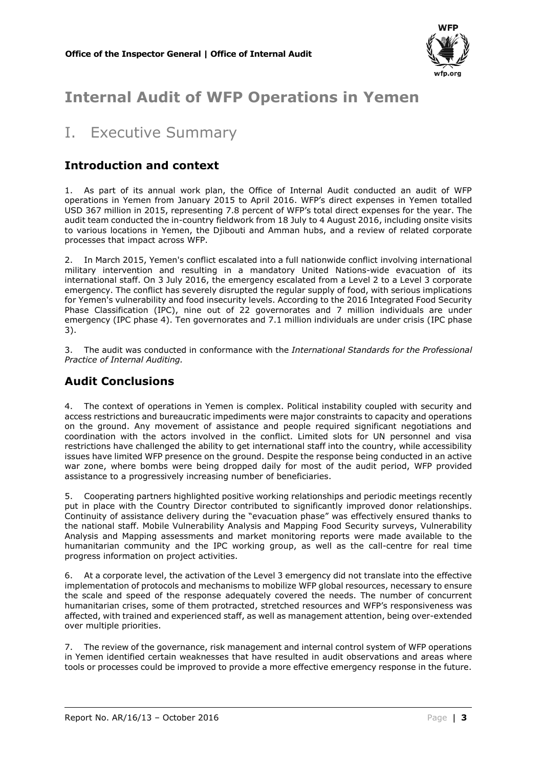# Internal Audit of WFP Operations in Yemen

## I. Executive Summary

### Introduction and context

1. As part of its annual work plan, the Office of Internal Audit conducted an audit of WFP operations in Yemen from January 2015 to April 2016. WFP's direct expenses in Yemen totalled USD 367 million in 2015, representing 7.8 percent of WFP's total direct expenses for the year. The audit team conducted the in-country fieldwork from 18 July to 4 August 2016, including onsite visits to various locations in Yemen, the Djibouti and Amman hubs, and a review of related corporate processes that impact across WFP.

2. In March 2015, Yemen's conflict escalated into a full nationwide conflict involving international military intervention and resulting in a mandatory United Nations-wide evacuation of its international staff. On 3 July 2016, the emergency escalated from a Level 2 to a Level 3 corporate emergency. The conflict has severely disrupted the regular supply of food, with serious implications for Yemen's vulnerability and food insecurity levels. According to the 2016 Integrated Food Security Phase Classification (IPC), nine out of 22 governorates and 7 million individuals are under emergency (IPC phase 4). Ten governorates and 7.1 million individuals are under crisis (IPC phase 3).

3. The audit was conducted in conformance with the *International Standards for the Professional Practice of Internal Auditing.*

### Audit Conclusions

4. The context of operations in Yemen is complex. Political instability coupled with security and access restrictions and bureaucratic impediments were major constraints to capacity and operations on the ground. Any movement of assistance and people required significant negotiations and coordination with the actors involved in the conflict. Limited slots for UN personnel and visa restrictions have challenged the ability to get international staff into the country, while accessibility issues have limited WFP presence on the ground. Despite the response being conducted in an active war zone, where bombs were being dropped daily for most of the audit period, WFP provided assistance to a progressively increasing number of beneficiaries.

5. Cooperating partners highlighted positive working relationships and periodic meetings recently put in place with the Country Director contributed to significantly improved donor relationships. Continuity of assistance delivery during the "evacuation phase" was effectively ensured thanks to the national staff. Mobile Vulnerability Analysis and Mapping Food Security surveys, Vulnerability Analysis and Mapping assessments and market monitoring reports were made available to the humanitarian community and the IPC working group, as well as the call-centre for real time progress information on project activities.

6. At a corporate level, the activation of the Level 3 emergency did not translate into the effective implementation of protocols and mechanisms to mobilize WFP global resources, necessary to ensure the scale and speed of the response adequately covered the needs. The number of concurrent humanitarian crises, some of them protracted, stretched resources and WFP's responsiveness was affected, with trained and experienced staff, as well as management attention, being over-extended over multiple priorities.

7. The review of the governance, risk management and internal control system of WFP operations in Yemen identified certain weaknesses that have resulted in audit observations and areas where tools or processes could be improved to provide a more effective emergency response in the future.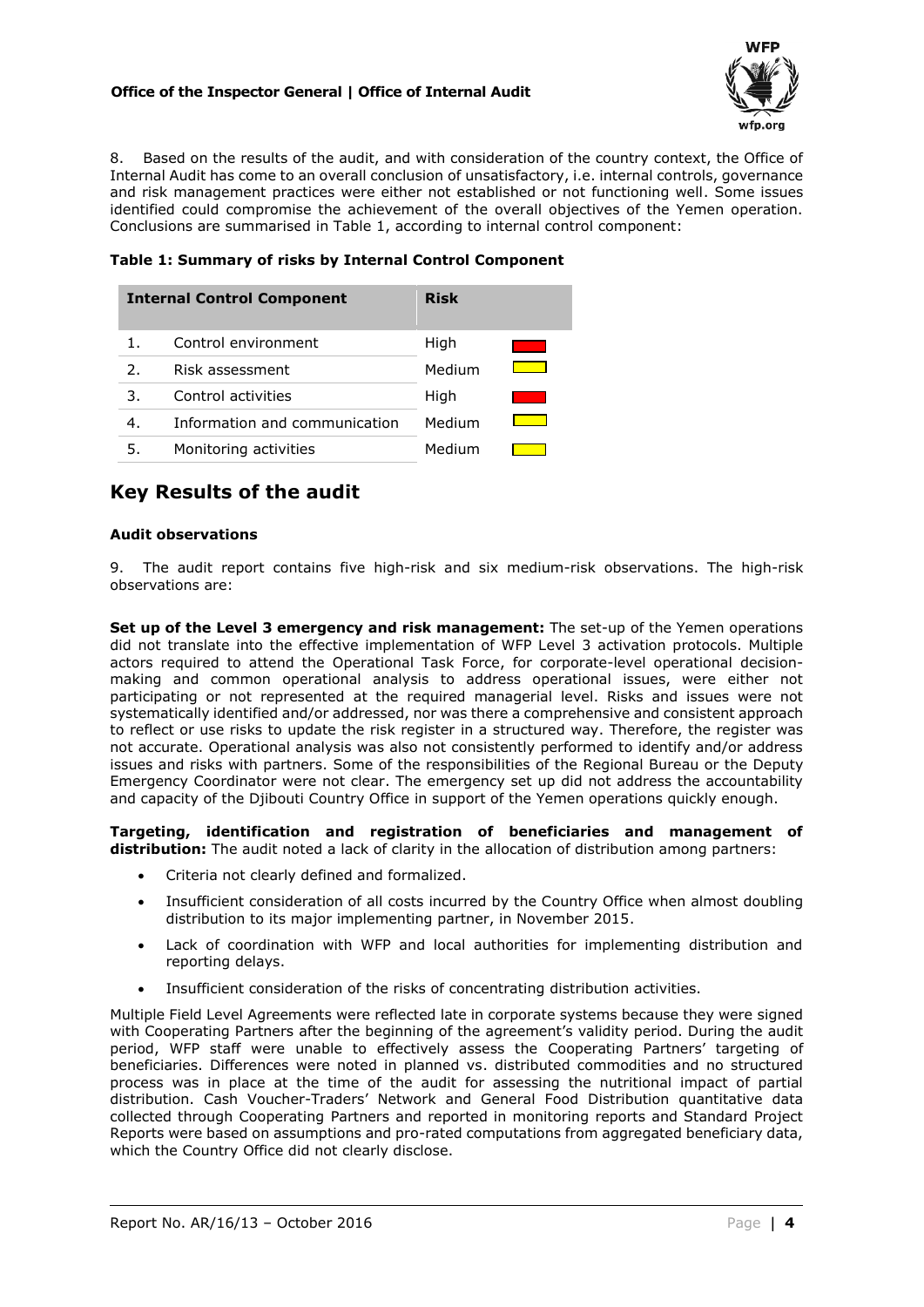8. Based on the results of the audit, and with consideration of the country context, the Office of Internal Audit has come to an overall conclusion of unsatisfactory, i.e. internal controls, governance and risk management practices were either not established or not functioning well. Some issues identified could compromise the achievement of the overall objectives of the Yemen operation. Conclusions are summarised in Table 1, according to internal control component:

**Table 1: Summary of risks by Internal Control Component**

| | Internal Control Component | Risk |
|---|---|---|
| 1. | Control environment | High |
| 2. | Risk assessment | Medium |
| 3. | Control activities | High |
| 4. | Information and communication | Medium |
| 5. | Monitoring activities | Medium |

## Key Results of the audit

**Audit observations**

9. The audit report contains five high-risk and six medium-risk observations. The high-risk observations are:

**Set up of the Level 3 emergency and risk management:** The set-up of the Yemen operations did not translate into the effective implementation of WFP Level 3 activation protocols. Multiple actors required to attend the Operational Task Force, for corporate-level operational decision-making and common operational analysis to address operational issues, were either not participating or not represented at the required managerial level. Risks and issues were not systematically identified and/or addressed, nor was there a comprehensive and consistent approach to reflect or use risks to update the risk register in a structured way. Therefore, the register was not accurate. Operational analysis was also not consistently performed to identify and/or address issues and risks with partners. Some of the responsibilities of the Regional Bureau or the Deputy Emergency Coordinator were not clear. The emergency set up did not address the accountability and capacity of the Djibouti Country Office in support of the Yemen operations quickly enough.

**Targeting, identification and registration of beneficiaries and management of distribution:** The audit noted a lack of clarity in the allocation of distribution among partners:

- Criteria not clearly defined and formalized.
- Insufficient consideration of all costs incurred by the Country Office when almost doubling distribution to its major implementing partner, in November 2015.
- Lack of coordination with WFP and local authorities for implementing distribution and reporting delays.
- Insufficient consideration of the risks of concentrating distribution activities.

Multiple Field Level Agreements were reflected late in corporate systems because they were signed with Cooperating Partners after the beginning of the agreement's validity period. During the audit period, WFP staff were unable to effectively assess the Cooperating Partners' targeting of beneficiaries. Differences were noted in planned vs. distributed commodities and no structured process was in place at the time of the audit for assessing the nutritional impact of partial distribution. Cash Voucher-Traders' Network and General Food Distribution quantitative data collected through Cooperating Partners and reported in monitoring reports and Standard Project Reports were based on assumptions and pro-rated computations from aggregated beneficiary data, which the Country Office did not clearly disclose.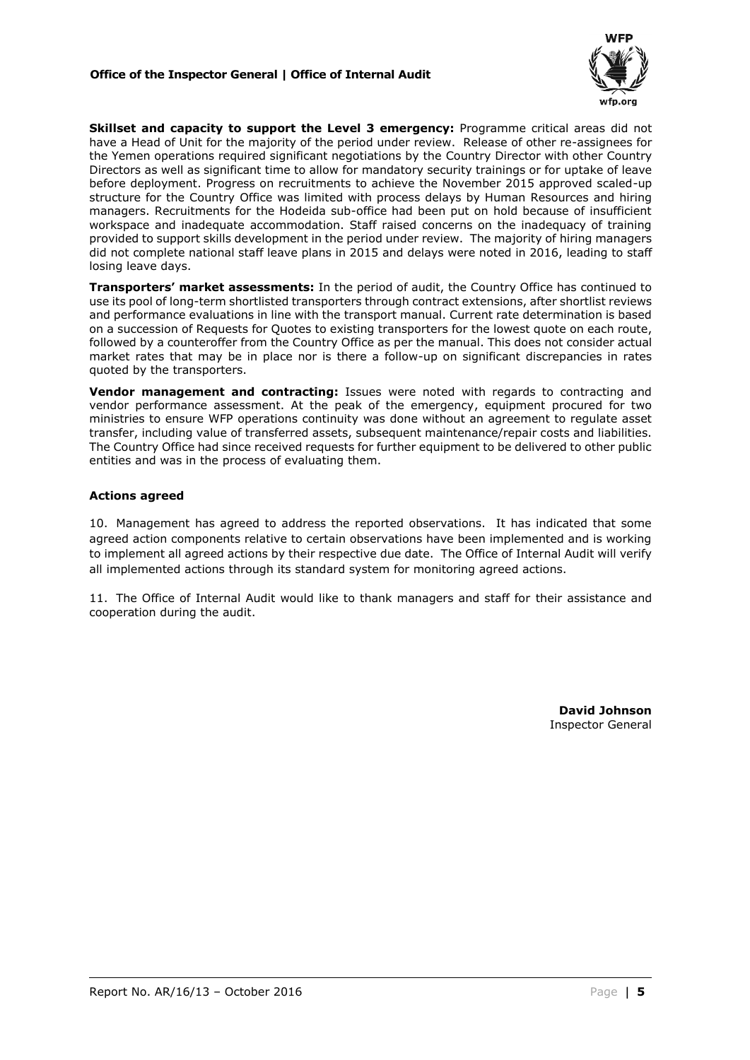**Skillset and capacity to support the Level 3 emergency:** Programme critical areas did not have a Head of Unit for the majority of the period under review. Release of other re-assignees for the Yemen operations required significant negotiations by the Country Director with other Country Directors as well as significant time to allow for mandatory security trainings or for uptake of leave before deployment. Progress on recruitments to achieve the November 2015 approved scaled-up structure for the Country Office was limited with process delays by Human Resources and hiring managers. Recruitments for the Hodeida sub-office had been put on hold because of insufficient workspace and inadequate accommodation. Staff raised concerns on the inadequacy of training provided to support skills development in the period under review. The majority of hiring managers did not complete national staff leave plans in 2015 and delays were noted in 2016, leading to staff losing leave days.

**Transporters' market assessments:** In the period of audit, the Country Office has continued to use its pool of long-term shortlisted transporters through contract extensions, after shortlist reviews and performance evaluations in line with the transport manual. Current rate determination is based on a succession of Requests for Quotes to existing transporters for the lowest quote on each route, followed by a counteroffer from the Country Office as per the manual. This does not consider actual market rates that may be in place nor is there a follow-up on significant discrepancies in rates quoted by the transporters.

**Vendor management and contracting:** Issues were noted with regards to contracting and vendor performance assessment. At the peak of the emergency, equipment procured for two ministries to ensure WFP operations continuity was done without an agreement to regulate asset transfer, including value of transferred assets, subsequent maintenance/repair costs and liabilities. The Country Office had since received requests for further equipment to be delivered to other public entities and was in the process of evaluating them.

#### Actions agreed

10. Management has agreed to address the reported observations. It has indicated that some agreed action components relative to certain observations have been implemented and is working to implement all agreed actions by their respective due date. The Office of Internal Audit will verify all implemented actions through its standard system for monitoring agreed actions.

11. The Office of Internal Audit would like to thank managers and staff for their assistance and cooperation during the audit.

**David Johnson**
Inspector General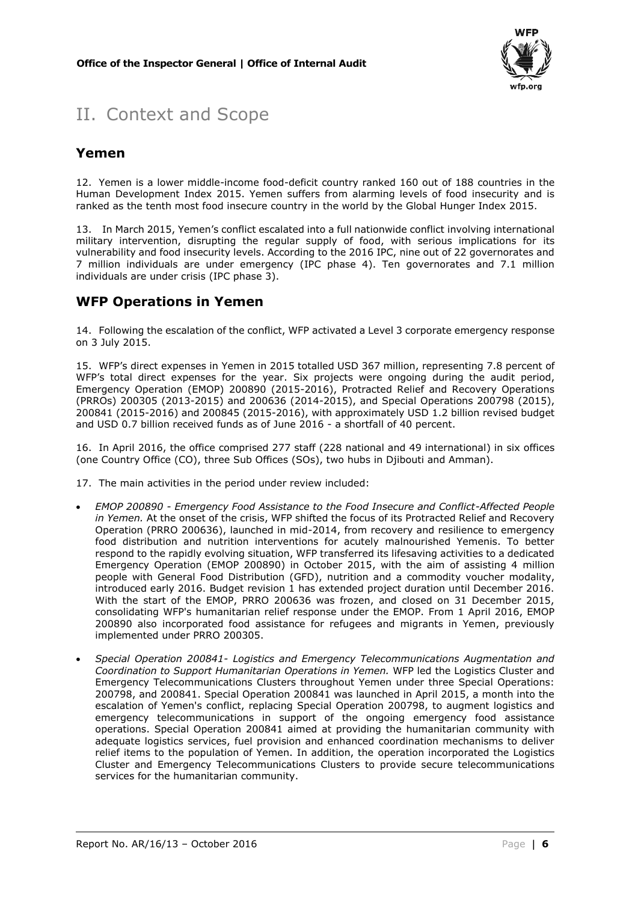# II. Context and Scope

## Yemen

12. Yemen is a lower middle-income food-deficit country ranked 160 out of 188 countries in the Human Development Index 2015. Yemen suffers from alarming levels of food insecurity and is ranked as the tenth most food insecure country in the world by the Global Hunger Index 2015.

13. In March 2015, Yemen's conflict escalated into a full nationwide conflict involving international military intervention, disrupting the regular supply of food, with serious implications for its vulnerability and food insecurity levels. According to the 2016 IPC, nine out of 22 governorates and 7 million individuals are under emergency (IPC phase 4). Ten governorates and 7.1 million individuals are under crisis (IPC phase 3).

## WFP Operations in Yemen

14. Following the escalation of the conflict, WFP activated a Level 3 corporate emergency response on 3 July 2015.

15. WFP's direct expenses in Yemen in 2015 totalled USD 367 million, representing 7.8 percent of WFP's total direct expenses for the year. Six projects were ongoing during the audit period, Emergency Operation (EMOP) 200890 (2015-2016), Protracted Relief and Recovery Operations (PRROs) 200305 (2013-2015) and 200636 (2014-2015), and Special Operations 200798 (2015), 200841 (2015-2016) and 200845 (2015-2016), with approximately USD 1.2 billion revised budget and USD 0.7 billion received funds as of June 2016 - a shortfall of 40 percent.

16. In April 2016, the office comprised 277 staff (228 national and 49 international) in six offices (one Country Office (CO), three Sub Offices (SOs), two hubs in Djibouti and Amman).

17. The main activities in the period under review included:

- *EMOP 200890 - Emergency Food Assistance to the Food Insecure and Conflict-Affected People in Yemen.* At the onset of the crisis, WFP shifted the focus of its Protracted Relief and Recovery Operation (PRRO 200636), launched in mid-2014, from recovery and resilience to emergency food distribution and nutrition interventions for acutely malnourished Yemenis. To better respond to the rapidly evolving situation, WFP transferred its lifesaving activities to a dedicated Emergency Operation (EMOP 200890) in October 2015, with the aim of assisting 4 million people with General Food Distribution (GFD), nutrition and a commodity voucher modality, introduced early 2016. Budget revision 1 has extended project duration until December 2016. With the start of the EMOP, PRRO 200636 was frozen, and closed on 31 December 2015, consolidating WFP's humanitarian relief response under the EMOP. From 1 April 2016, EMOP 200890 also incorporated food assistance for refugees and migrants in Yemen, previously implemented under PRRO 200305.
- *Special Operation 200841- Logistics and Emergency Telecommunications Augmentation and Coordination to Support Humanitarian Operations in Yemen.* WFP led the Logistics Cluster and Emergency Telecommunications Clusters throughout Yemen under three Special Operations: 200798, and 200841. Special Operation 200841 was launched in April 2015, a month into the escalation of Yemen's conflict, replacing Special Operation 200798, to augment logistics and emergency telecommunications in support of the ongoing emergency food assistance operations. Special Operation 200841 aimed at providing the humanitarian community with adequate logistics services, fuel provision and enhanced coordination mechanisms to deliver relief items to the population of Yemen. In addition, the operation incorporated the Logistics Cluster and Emergency Telecommunications Clusters to provide secure telecommunications services for the humanitarian community.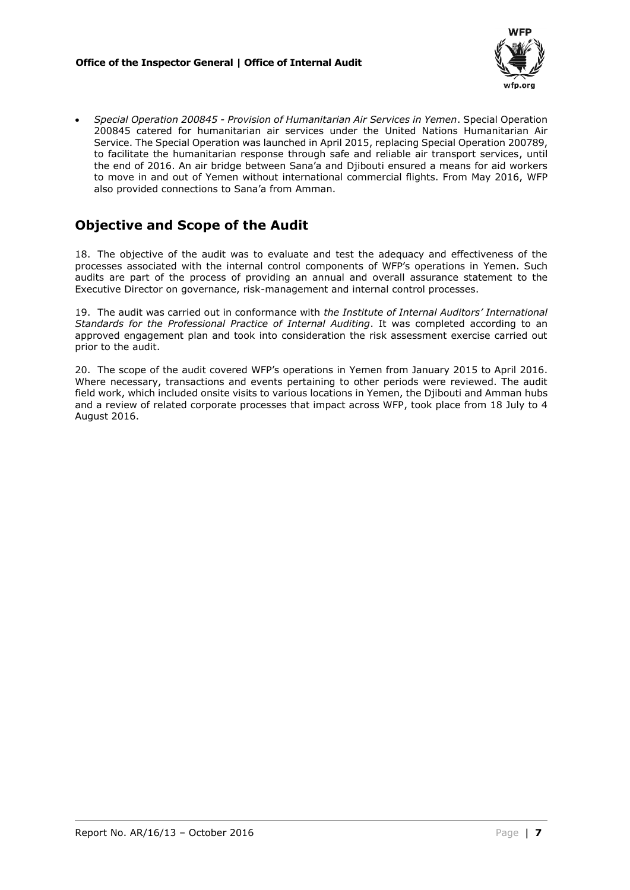- *Special Operation 200845 - Provision of Humanitarian Air Services in Yemen*. Special Operation 200845 catered for humanitarian air services under the United Nations Humanitarian Air Service. The Special Operation was launched in April 2015, replacing Special Operation 200789, to facilitate the humanitarian response through safe and reliable air transport services, until the end of 2016. An air bridge between Sana'a and Djibouti ensured a means for aid workers to move in and out of Yemen without international commercial flights. From May 2016, WFP also provided connections to Sana'a from Amman.

## Objective and Scope of the Audit

18. The objective of the audit was to evaluate and test the adequacy and effectiveness of the processes associated with the internal control components of WFP's operations in Yemen. Such audits are part of the process of providing an annual and overall assurance statement to the Executive Director on governance, risk-management and internal control processes.

19. The audit was carried out in conformance with *the Institute of Internal Auditors' International Standards for the Professional Practice of Internal Auditing*. It was completed according to an approved engagement plan and took into consideration the risk assessment exercise carried out prior to the audit.

20. The scope of the audit covered WFP's operations in Yemen from January 2015 to April 2016. Where necessary, transactions and events pertaining to other periods were reviewed. The audit field work, which included onsite visits to various locations in Yemen, the Djibouti and Amman hubs and a review of related corporate processes that impact across WFP, took place from 18 July to 4 August 2016.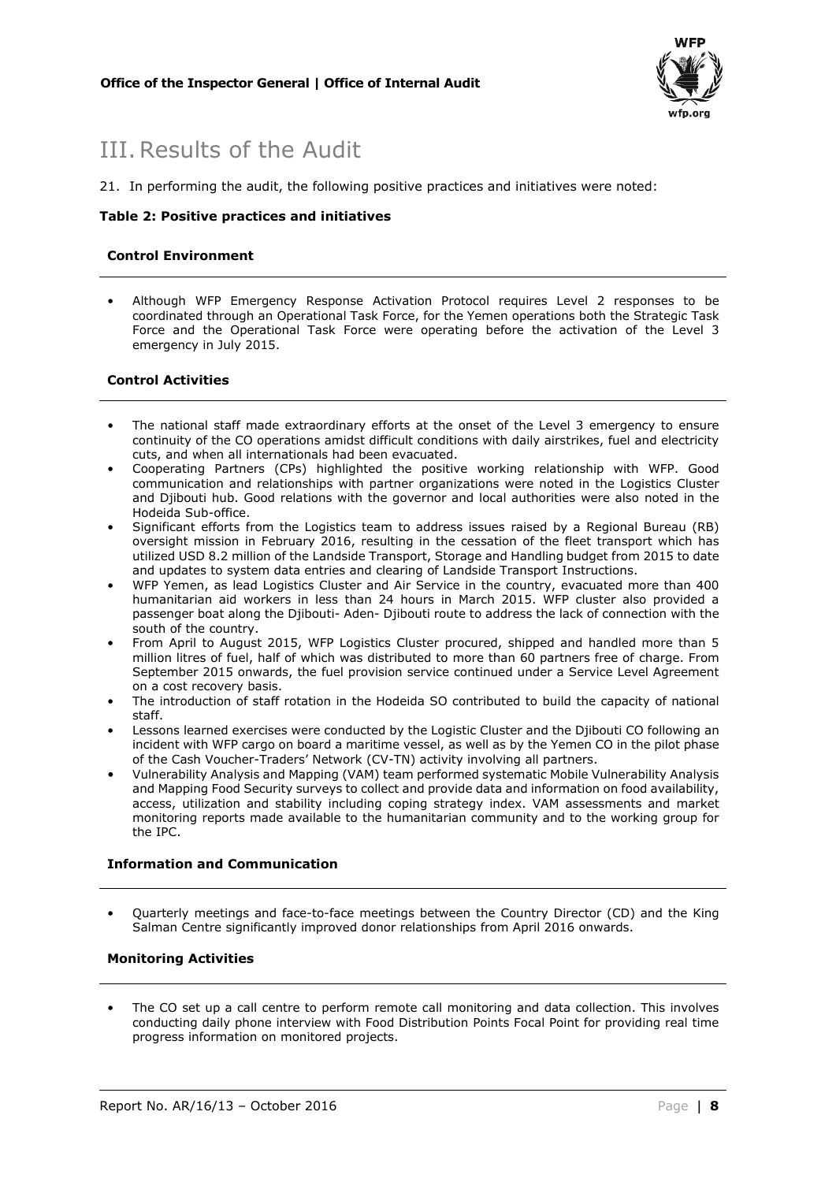# III. Results of the Audit

21. In performing the audit, the following positive practices and initiatives were noted:

**Table 2: Positive practices and initiatives**

**Control Environment**

- Although WFP Emergency Response Activation Protocol requires Level 2 responses to be coordinated through an Operational Task Force, for the Yemen operations both the Strategic Task Force and the Operational Task Force were operating before the activation of the Level 3 emergency in July 2015.

**Control Activities**

- The national staff made extraordinary efforts at the onset of the Level 3 emergency to ensure continuity of the CO operations amidst difficult conditions with daily airstrikes, fuel and electricity cuts, and when all internationals had been evacuated.
- Cooperating Partners (CPs) highlighted the positive working relationship with WFP. Good communication and relationships with partner organizations were noted in the Logistics Cluster and Djibouti hub. Good relations with the governor and local authorities were also noted in the Hodeida Sub-office.
- Significant efforts from the Logistics team to address issues raised by a Regional Bureau (RB) oversight mission in February 2016, resulting in the cessation of the fleet transport which has utilized USD 8.2 million of the Landside Transport, Storage and Handling budget from 2015 to date and updates to system data entries and clearing of Landside Transport Instructions.
- WFP Yemen, as lead Logistics Cluster and Air Service in the country, evacuated more than 400 humanitarian aid workers in less than 24 hours in March 2015. WFP cluster also provided a passenger boat along the Djibouti- Aden- Djibouti route to address the lack of connection with the south of the country.
- From April to August 2015, WFP Logistics Cluster procured, shipped and handled more than 5 million litres of fuel, half of which was distributed to more than 60 partners free of charge. From September 2015 onwards, the fuel provision service continued under a Service Level Agreement on a cost recovery basis.
- The introduction of staff rotation in the Hodeida SO contributed to build the capacity of national staff.
- Lessons learned exercises were conducted by the Logistic Cluster and the Djibouti CO following an incident with WFP cargo on board a maritime vessel, as well as by the Yemen CO in the pilot phase of the Cash Voucher-Traders' Network (CV-TN) activity involving all partners.
- Vulnerability Analysis and Mapping (VAM) team performed systematic Mobile Vulnerability Analysis and Mapping Food Security surveys to collect and provide data and information on food availability, access, utilization and stability including coping strategy index. VAM assessments and market monitoring reports made available to the humanitarian community and to the working group for the IPC.

**Information and Communication**

- Quarterly meetings and face-to-face meetings between the Country Director (CD) and the King Salman Centre significantly improved donor relationships from April 2016 onwards.

**Monitoring Activities**

- The CO set up a call centre to perform remote call monitoring and data collection. This involves conducting daily phone interview with Food Distribution Points Focal Point for providing real time progress information on monitored projects.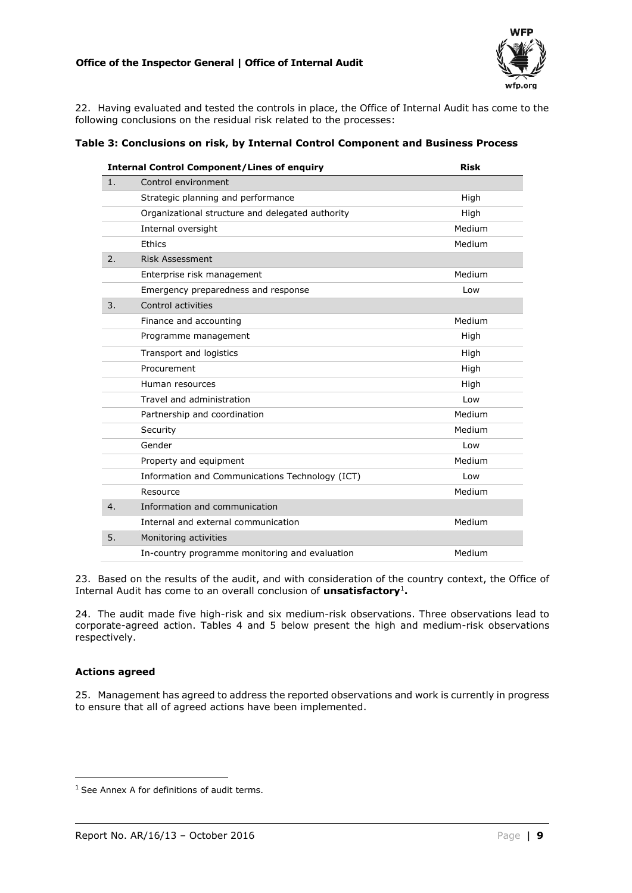22. Having evaluated and tested the controls in place, the Office of Internal Audit has come to the following conclusions on the residual risk related to the processes:

**Table 3: Conclusions on risk, by Internal Control Component and Business Process**

| Internal Control Component/Lines of enquiry | | Risk |
|---|---|---|
| 1. | Control environment | |
| | Strategic planning and performance | High |
| | Organizational structure and delegated authority | High |
| | Internal oversight | Medium |
| | Ethics | Medium |
| 2. | Risk Assessment | |
| | Enterprise risk management | Medium |
| | Emergency preparedness and response | Low |
| 3. | Control activities | |
| | Finance and accounting | Medium |
| | Programme management | High |
| | Transport and logistics | High |
| | Procurement | High |
| | Human resources | High |
| | Travel and administration | Low |
| | Partnership and coordination | Medium |
| | Security | Medium |
| | Gender | Low |
| | Property and equipment | Medium |
| | Information and Communications Technology (ICT) | Low |
| | Resource | Medium |
| 4. | Information and communication | |
| | Internal and external communication | Medium |
| 5. | Monitoring activities | |
| | In-country programme monitoring and evaluation | Medium |

23. Based on the results of the audit, and with consideration of the country context, the Office of Internal Audit has come to an overall conclusion of **unsatisfactory**[1]**.**

24. The audit made five high-risk and six medium-risk observations. Three observations lead to corporate-agreed action. Tables 4 and 5 below present the high and medium-risk observations respectively.

### Actions agreed

25. Management has agreed to address the reported observations and work is currently in progress to ensure that all of agreed actions have been implemented.

[1] See Annex A for definitions of audit terms.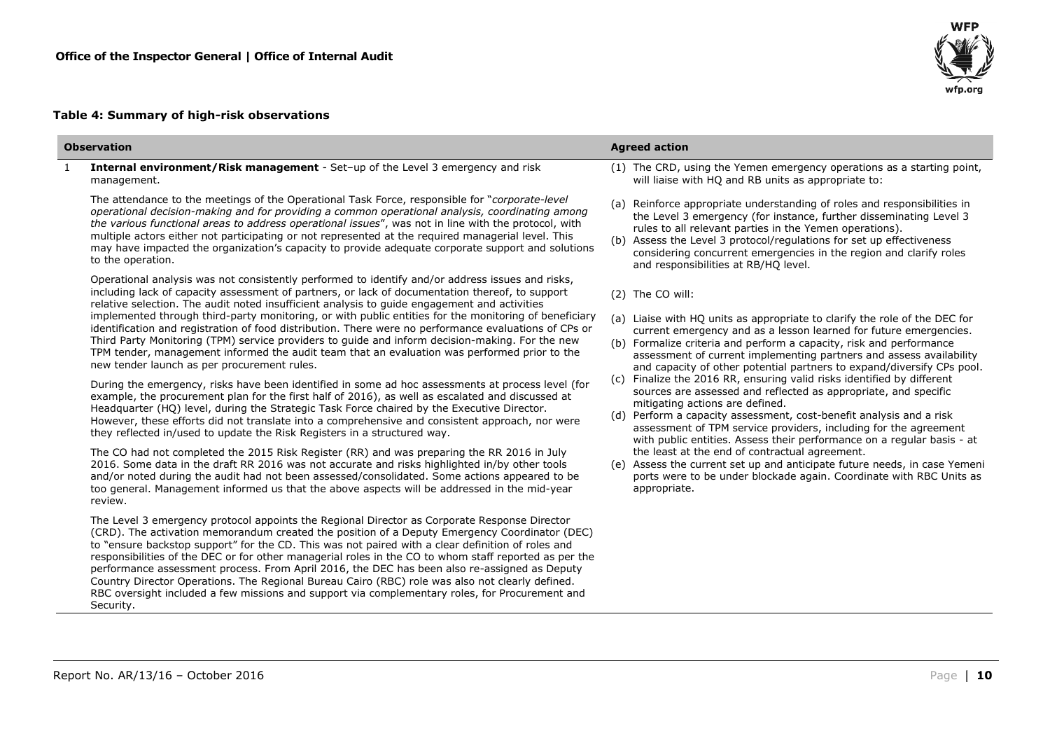**Table 4: Summary of high-risk observations**

| | Observation | Agreed action |
|---|---|---|
| 1 | **Internal environment/Risk management** - Set–up of the Level 3 emergency and risk management.<br><br>The attendance to the meetings of the Operational Task Force, responsible for "*corporate-level operational decision-making and for providing a common operational analysis, coordinating among the various functional areas to address operational issues*", was not in line with the protocol, with multiple actors either not participating or not represented at the required managerial level. This may have impacted the organization's capacity to provide adequate corporate support and solutions to the operation.<br><br>Operational analysis was not consistently performed to identify and/or address issues and risks, including lack of capacity assessment of partners, or lack of documentation thereof, to support relative selection. The audit noted insufficient analysis to guide engagement and activities implemented through third-party monitoring, or with public entities for the monitoring of beneficiary identification and registration of food distribution. There were no performance evaluations of CPs or Third Party Monitoring (TPM) service providers to guide and inform decision-making. For the new TPM tender, management informed the audit team that an evaluation was performed prior to the new tender launch as per procurement rules.<br><br>During the emergency, risks have been identified in some ad hoc assessments at process level (for example, the procurement plan for the first half of 2016), as well as escalated and discussed at Headquarter (HQ) level, during the Strategic Task Force chaired by the Executive Director. However, these efforts did not translate into a comprehensive and consistent approach, nor were they reflected in/used to update the Risk Registers in a structured way.<br><br>The CO had not completed the 2015 Risk Register (RR) and was preparing the RR 2016 in July 2016. Some data in the draft RR 2016 was not accurate and risks highlighted in/by other tools and/or noted during the audit had not been assessed/consolidated. Some actions appeared to be too general. Management informed us that the above aspects will be addressed in the mid-year review.<br><br>The Level 3 emergency protocol appoints the Regional Director as Corporate Response Director (CRD). The activation memorandum created the position of a Deputy Emergency Coordinator (DEC) to "ensure backstop support" for the CD. This was not paired with a clear definition of roles and responsibilities of the DEC or for other managerial roles in the CO to whom staff reported as per the performance assessment process. From April 2016, the DEC has been also re-assigned as Deputy Country Director Operations. The Regional Bureau Cairo (RBC) role was also not clearly defined. RBC oversight included a few missions and support via complementary roles, for Procurement and Security. | (1) The CRD, using the Yemen emergency operations as a starting point, will liaise with HQ and RB units as appropriate to:<br><br>(a) Reinforce appropriate understanding of roles and responsibilities in the Level 3 emergency (for instance, further disseminating Level 3 rules to all relevant parties in the Yemen operations).<br>(b) Assess the Level 3 protocol/regulations for set up effectiveness considering concurrent emergencies in the region and clarify roles and responsibilities at RB/HQ level.<br><br>(2) The CO will:<br><br>(a) Liaise with HQ units as appropriate to clarify the role of the DEC for current emergency and as a lesson learned for future emergencies.<br>(b) Formalize criteria and perform a capacity, risk and performance assessment of current implementing partners and assess availability and capacity of other potential partners to expand/diversify CPs pool.<br>(c) Finalize the 2016 RR, ensuring valid risks identified by different sources are assessed and reflected as appropriate, and specific mitigating actions are defined.<br>(d) Perform a capacity assessment, cost-benefit analysis and a risk assessment of TPM service providers, including for the agreement with public entities. Assess their performance on a regular basis - at the least at the end of contractual agreement.<br>(e) Assess the current set up and anticipate future needs, in case Yemeni ports were to be under blockade again. Coordinate with RBC Units as appropriate. |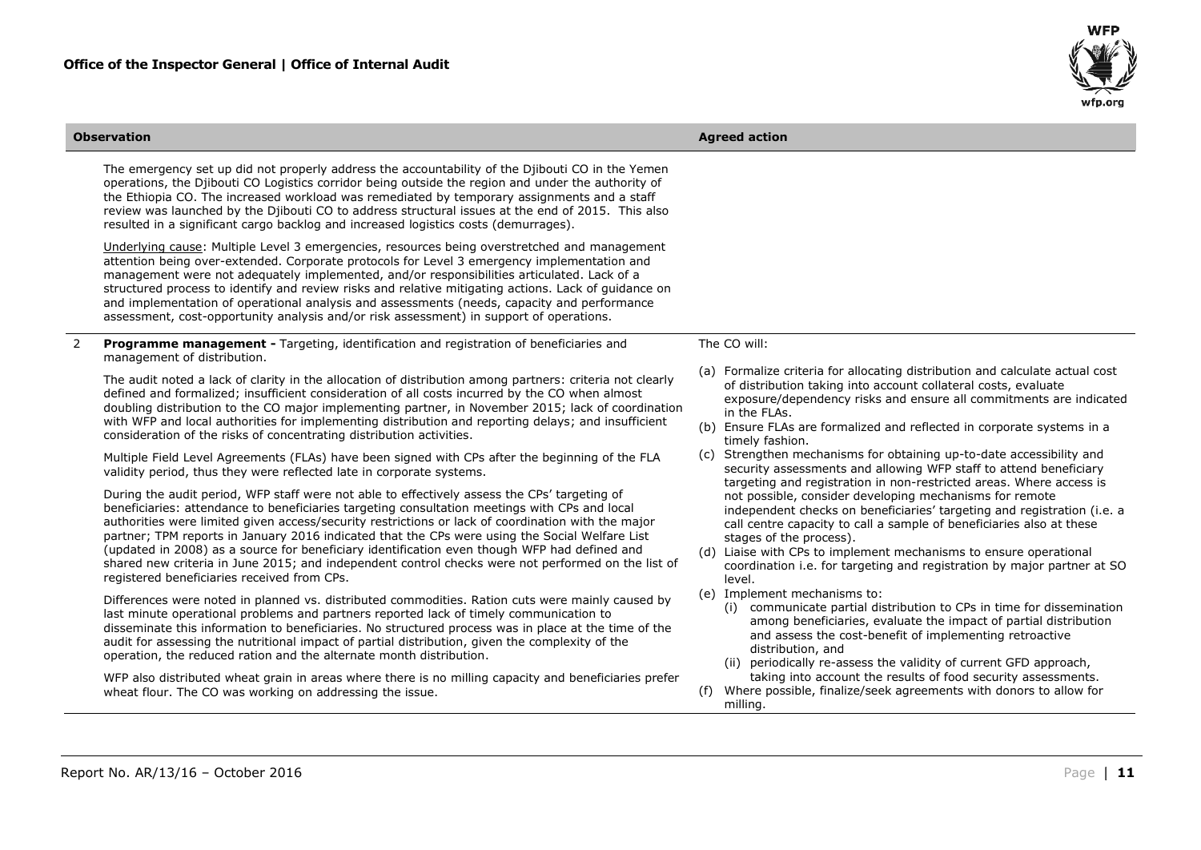| | Observation | Agreed action |
|---|---|---|
| | The emergency set up did not properly address the accountability of the Djibouti CO in the Yemen operations, the Djibouti CO Logistics corridor being outside the region and under the authority of the Ethiopia CO. The increased workload was remediated by temporary assignments and a staff review was launched by the Djibouti CO to address structural issues at the end of 2015. This also resulted in a significant cargo backlog and increased logistics costs (demurrages).<br><br>Underlying cause: Multiple Level 3 emergencies, resources being overstretched and management attention being over-extended. Corporate protocols for Level 3 emergency implementation and management were not adequately implemented, and/or responsibilities articulated. Lack of a structured process to identify and review risks and relative mitigating actions. Lack of guidance on and implementation of operational analysis and assessments (needs, capacity and performance assessment, cost-opportunity analysis and/or risk assessment) in support of operations. | |
| 2 | **Programme management -** Targeting, identification and registration of beneficiaries and management of distribution.<br><br>The audit noted a lack of clarity in the allocation of distribution among partners: criteria not clearly defined and formalized; insufficient consideration of all costs incurred by the CO when almost doubling distribution to the CO major implementing partner, in November 2015; lack of coordination with WFP and local authorities for implementing distribution and reporting delays; and insufficient consideration of the risks of concentrating distribution activities.<br><br>Multiple Field Level Agreements (FLAs) have been signed with CPs after the beginning of the FLA validity period, thus they were reflected late in corporate systems.<br><br>During the audit period, WFP staff were not able to effectively assess the CPs' targeting of beneficiaries: attendance to beneficiaries targeting consultation meetings with CPs and local authorities were limited given access/security restrictions or lack of coordination with the major partner; TPM reports in January 2016 indicated that the CPs were using the Social Welfare List (updated in 2008) as a source for beneficiary identification even though WFP had defined and shared new criteria in June 2015; and independent control checks were not performed on the list of registered beneficiaries received from CPs.<br><br>Differences were noted in planned vs. distributed commodities. Ration cuts were mainly caused by last minute operational problems and partners reported lack of timely communication to disseminate this information to beneficiaries. No structured process was in place at the time of the audit for assessing the nutritional impact of partial distribution, given the complexity of the operation, the reduced ration and the alternate month distribution.<br><br>WFP also distributed wheat grain in areas where there is no milling capacity and beneficiaries prefer wheat flour. The CO was working on addressing the issue. | The CO will:<br><br>(a) Formalize criteria for allocating distribution and calculate actual cost of distribution taking into account collateral costs, evaluate exposure/dependency risks and ensure all commitments are indicated in the FLAs.<br>(b) Ensure FLAs are formalized and reflected in corporate systems in a timely fashion.<br>(c) Strengthen mechanisms for obtaining up-to-date accessibility and security assessments and allowing WFP staff to attend beneficiary targeting and registration in non-restricted areas. Where access is not possible, consider developing mechanisms for remote independent checks on beneficiaries' targeting and registration (i.e. a call centre capacity to call a sample of beneficiaries also at these stages of the process).<br>(d) Liaise with CPs to implement mechanisms to ensure operational coordination i.e. for targeting and registration by major partner at SO level.<br>(e) Implement mechanisms to:<br>(i) communicate partial distribution to CPs in time for dissemination among beneficiaries, evaluate the impact of partial distribution and assess the cost-benefit of implementing retroactive distribution, and<br>(ii) periodically re-assess the validity of current GFD approach, taking into account the results of food security assessments.<br>(f) Where possible, finalize/seek agreements with donors to allow for milling. |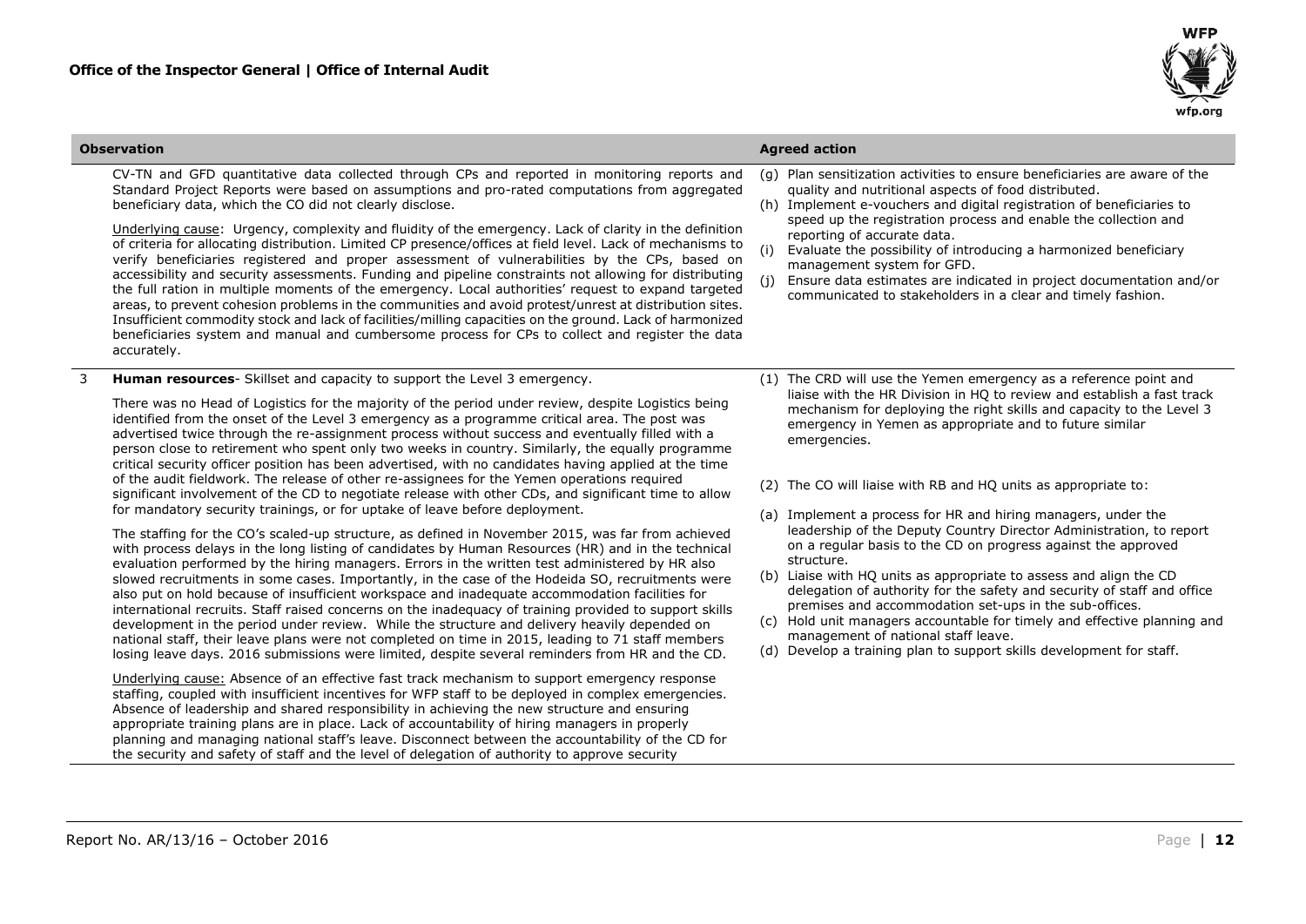| | Observation | Agreed action |
|---|---|---|
| | CV-TN and GFD quantitative data collected through CPs and reported in monitoring reports and Standard Project Reports were based on assumptions and pro-rated computations from aggregated beneficiary data, which the CO did not clearly disclose.<br><br><u>Underlying cause</u>: Urgency, complexity and fluidity of the emergency. Lack of clarity in the definition of criteria for allocating distribution. Limited CP presence/offices at field level. Lack of mechanisms to verify beneficiaries registered and proper assessment of vulnerabilities by the CPs, based on accessibility and security assessments. Funding and pipeline constraints not allowing for distributing the full ration in multiple moments of the emergency. Local authorities' request to expand targeted areas, to prevent cohesion problems in the communities and avoid protest/unrest at distribution sites. Insufficient commodity stock and lack of facilities/milling capacities on the ground. Lack of harmonized beneficiaries system and manual and cumbersome process for CPs to collect and register the data accurately. | (g) Plan sensitization activities to ensure beneficiaries are aware of the quality and nutritional aspects of food distributed.<br>(h) Implement e-vouchers and digital registration of beneficiaries to speed up the registration process and enable the collection and reporting of accurate data.<br>(i) Evaluate the possibility of introducing a harmonized beneficiary management system for GFD.<br>(j) Ensure data estimates are indicated in project documentation and/or communicated to stakeholders in a clear and timely fashion. |
| 3 | **Human resources**- Skillset and capacity to support the Level 3 emergency.<br><br>There was no Head of Logistics for the majority of the period under review, despite Logistics being identified from the onset of the Level 3 emergency as a programme critical area. The post was advertised twice through the re-assignment process without success and eventually filled with a person close to retirement who spent only two weeks in country. Similarly, the equally programme critical security officer position has been advertised, with no candidates having applied at the time of the audit fieldwork. The release of other re-assignees for the Yemen operations required significant involvement of the CD to negotiate release with other CDs, and significant time to allow for mandatory security trainings, or for uptake of leave before deployment.<br><br>The staffing for the CO's scaled-up structure, as defined in November 2015, was far from achieved with process delays in the long listing of candidates by Human Resources (HR) and in the technical evaluation performed by the hiring managers. Errors in the written test administered by HR also slowed recruitments in some cases. Importantly, in the case of the Hodeida SO, recruitments were also put on hold because of insufficient workspace and inadequate accommodation facilities for international recruits. Staff raised concerns on the inadequacy of training provided to support skills development in the period under review. While the structure and delivery heavily depended on national staff, their leave plans were not completed on time in 2015, leading to 71 staff members losing leave days. 2016 submissions were limited, despite several reminders from HR and the CD.<br><br><u>Underlying cause:</u> Absence of an effective fast track mechanism to support emergency response staffing, coupled with insufficient incentives for WFP staff to be deployed in complex emergencies. Absence of leadership and shared responsibility in achieving the new structure and ensuring appropriate training plans are in place. Lack of accountability of hiring managers in properly planning and managing national staff's leave. Disconnect between the accountability of the CD for the security and safety of staff and the level of delegation of authority to approve security | (1) The CRD will use the Yemen emergency as a reference point and liaise with the HR Division in HQ to review and establish a fast track mechanism for deploying the right skills and capacity to the Level 3 emergency in Yemen as appropriate and to future similar emergencies.<br><br>(2) The CO will liaise with RB and HQ units as appropriate to:<br><br>(a) Implement a process for HR and hiring managers, under the leadership of the Deputy Country Director Administration, to report on a regular basis to the CD on progress against the approved structure.<br>(b) Liaise with HQ units as appropriate to assess and align the CD delegation of authority for the safety and security of staff and office premises and accommodation set-ups in the sub-offices.<br>(c) Hold unit managers accountable for timely and effective planning and management of national staff leave.<br>(d) Develop a training plan to support skills development for staff. |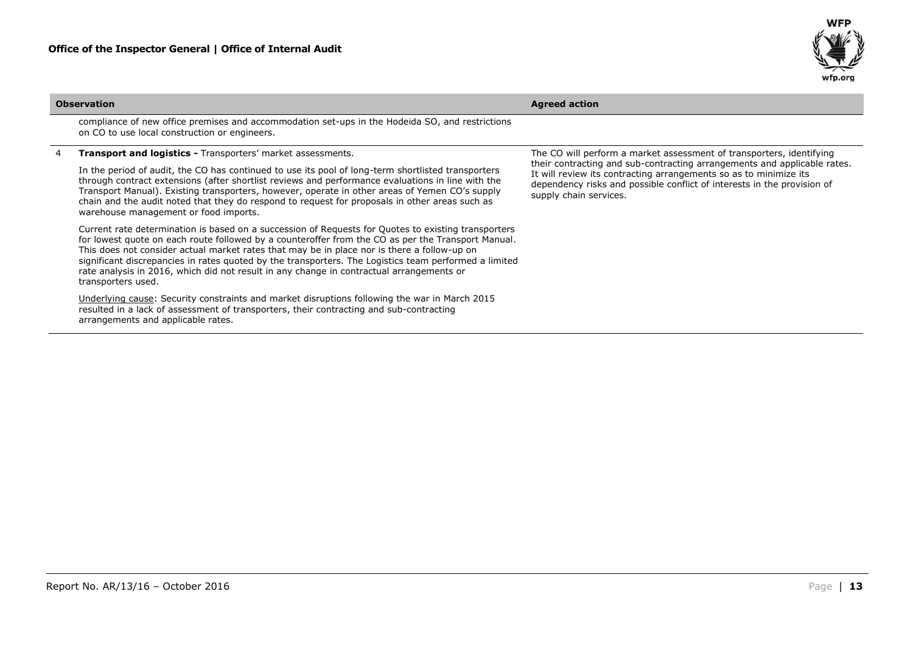| | Observation | Agreed action |
|---|---|---|
| | compliance of new office premises and accommodation set-ups in the Hodeida SO, and restrictions on CO to use local construction or engineers. | |
| 4 | **Transport and logistics -** Transporters' market assessments.<br><br>In the period of audit, the CO has continued to use its pool of long-term shortlisted transporters through contract extensions (after shortlist reviews and performance evaluations in line with the Transport Manual). Existing transporters, however, operate in other areas of Yemen CO's supply chain and the audit noted that they do respond to request for proposals in other areas such as warehouse management or food imports.<br><br>Current rate determination is based on a succession of Requests for Quotes to existing transporters for lowest quote on each route followed by a counteroffer from the CO as per the Transport Manual. This does not consider actual market rates that may be in place nor is there a follow-up on significant discrepancies in rates quoted by the transporters. The Logistics team performed a limited rate analysis in 2016, which did not result in any change in contractual arrangements or transporters used.<br><br>Underlying cause: Security constraints and market disruptions following the war in March 2015 resulted in a lack of assessment of transporters, their contracting and sub-contracting arrangements and applicable rates. | The CO will perform a market assessment of transporters, identifying their contracting and sub-contracting arrangements and applicable rates. It will review its contracting arrangements so as to minimize its dependency risks and possible conflict of interests in the provision of supply chain services. |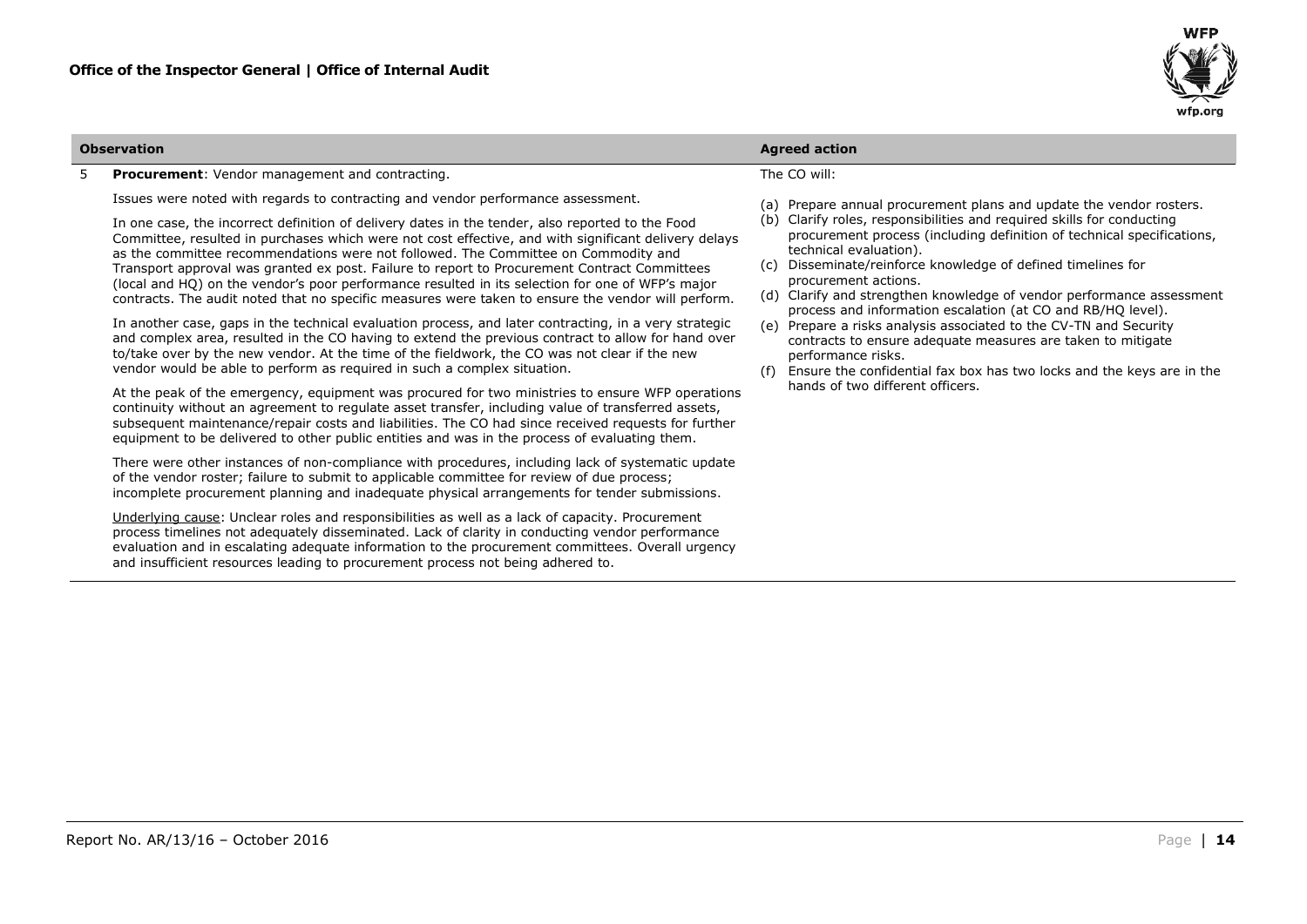| | Observation | Agreed action |
|---|---|---|
| 5 | **Procurement**: Vendor management and contracting.<br><br>Issues were noted with regards to contracting and vendor performance assessment.<br><br>In one case, the incorrect definition of delivery dates in the tender, also reported to the Food Committee, resulted in purchases which were not cost effective, and with significant delivery delays as the committee recommendations were not followed. The Committee on Commodity and Transport approval was granted ex post. Failure to report to Procurement Contract Committees (local and HQ) on the vendor's poor performance resulted in its selection for one of WFP's major contracts. The audit noted that no specific measures were taken to ensure the vendor will perform.<br><br>In another case, gaps in the technical evaluation process, and later contracting, in a very strategic and complex area, resulted in the CO having to extend the previous contract to allow for hand over to/take over by the new vendor. At the time of the fieldwork, the CO was not clear if the new vendor would be able to perform as required in such a complex situation.<br><br>At the peak of the emergency, equipment was procured for two ministries to ensure WFP operations continuity without an agreement to regulate asset transfer, including value of transferred assets, subsequent maintenance/repair costs and liabilities. The CO had since received requests for further equipment to be delivered to other public entities and was in the process of evaluating them.<br><br>There were other instances of non-compliance with procedures, including lack of systematic update of the vendor roster; failure to submit to applicable committee for review of due process; incomplete procurement planning and inadequate physical arrangements for tender submissions.<br><br>Underlying cause: Unclear roles and responsibilities as well as a lack of capacity. Procurement process timelines not adequately disseminated. Lack of clarity in conducting vendor performance evaluation and in escalating adequate information to the procurement committees. Overall urgency and insufficient resources leading to procurement process not being adhered to. | The CO will:<br><br>(a) Prepare annual procurement plans and update the vendor rosters.<br>(b) Clarify roles, responsibilities and required skills for conducting procurement process (including definition of technical specifications, technical evaluation).<br>(c) Disseminate/reinforce knowledge of defined timelines for procurement actions.<br>(d) Clarify and strengthen knowledge of vendor performance assessment process and information escalation (at CO and RB/HQ level).<br>(e) Prepare a risks analysis associated to the CV-TN and Security contracts to ensure adequate measures are taken to mitigate performance risks.<br>(f) Ensure the confidential fax box has two locks and the keys are in the hands of two different officers. |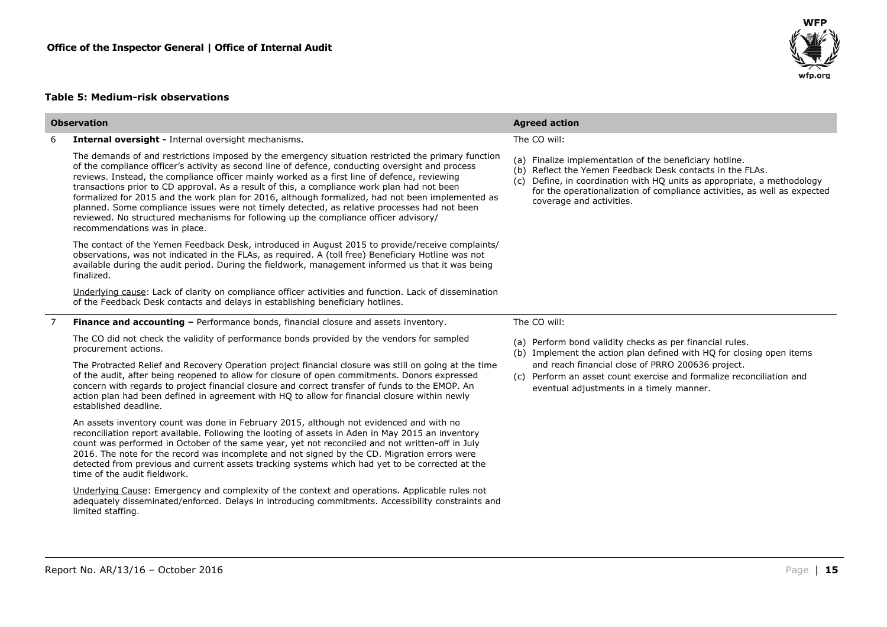**Table 5: Medium-risk observations**

| | Observation | Agreed action |
|---|---|---|
| 6 | **Internal oversight -** Internal oversight mechanisms.<br><br>The demands of and restrictions imposed by the emergency situation restricted the primary function of the compliance officer's activity as second line of defence, conducting oversight and process reviews. Instead, the compliance officer mainly worked as a first line of defence, reviewing transactions prior to CD approval. As a result of this, a compliance work plan had not been formalized for 2015 and the work plan for 2016, although formalized, had not been implemented as planned. Some compliance issues were not timely detected, as relative processes had not been reviewed. No structured mechanisms for following up the compliance officer advisory/ recommendations was in place.<br><br>The contact of the Yemen Feedback Desk, introduced in August 2015 to provide/receive complaints/ observations, was not indicated in the FLAs, as required. A (toll free) Beneficiary Hotline was not available during the audit period. During the fieldwork, management informed us that it was being finalized.<br><br>Underlying cause: Lack of clarity on compliance officer activities and function. Lack of dissemination of the Feedback Desk contacts and delays in establishing beneficiary hotlines. | The CO will:<br><br>(a) Finalize implementation of the beneficiary hotline.<br>(b) Reflect the Yemen Feedback Desk contacts in the FLAs.<br>(c) Define, in coordination with HQ units as appropriate, a methodology for the operationalization of compliance activities, as well as expected coverage and activities. |
| 7 | **Finance and accounting –** Performance bonds, financial closure and assets inventory.<br><br>The CO did not check the validity of performance bonds provided by the vendors for sampled procurement actions.<br><br>The Protracted Relief and Recovery Operation project financial closure was still on going at the time of the audit, after being reopened to allow for closure of open commitments. Donors expressed concern with regards to project financial closure and correct transfer of funds to the EMOP. An action plan had been defined in agreement with HQ to allow for financial closure within newly established deadline.<br><br>An assets inventory count was done in February 2015, although not evidenced and with no reconciliation report available. Following the looting of assets in Aden in May 2015 an inventory count was performed in October of the same year, yet not reconciled and not written-off in July 2016. The note for the record was incomplete and not signed by the CD. Migration errors were detected from previous and current assets tracking systems which had yet to be corrected at the time of the audit fieldwork.<br><br>Underlying Cause: Emergency and complexity of the context and operations. Applicable rules not adequately disseminated/enforced. Delays in introducing commitments. Accessibility constraints and limited staffing. | The CO will:<br><br>(a) Perform bond validity checks as per financial rules.<br>(b) Implement the action plan defined with HQ for closing open items and reach financial close of PRRO 200636 project.<br>(c) Perform an asset count exercise and formalize reconciliation and eventual adjustments in a timely manner. |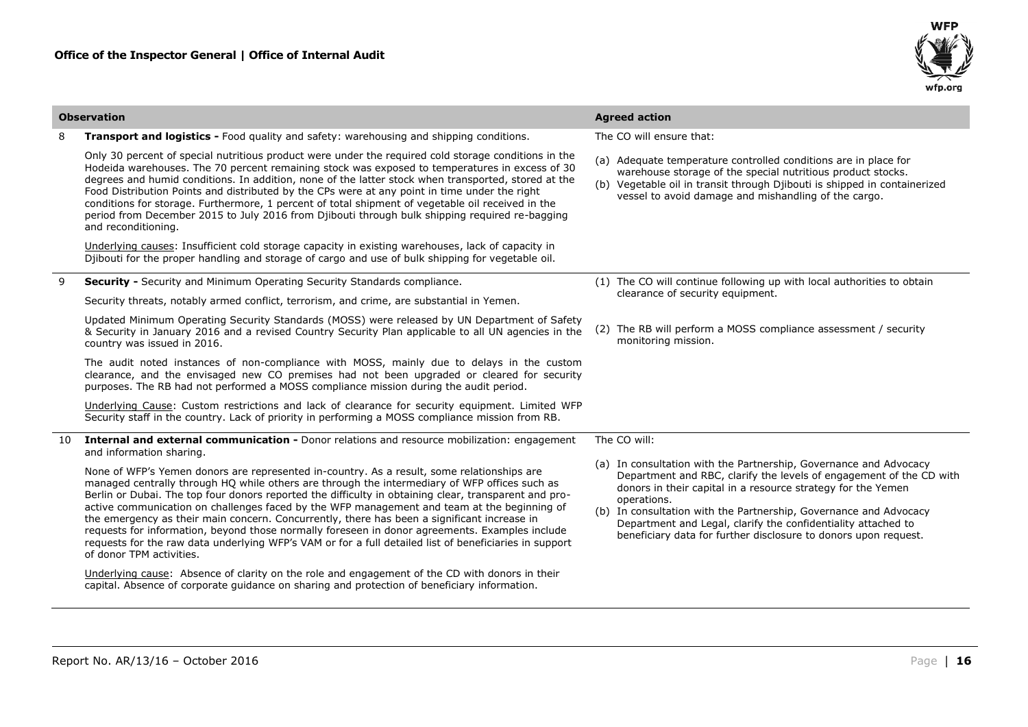| | Observation | Agreed action |
|---|---|---|
| 8 | **Transport and logistics -** Food quality and safety: warehousing and shipping conditions.<br><br>Only 30 percent of special nutritious product were under the required cold storage conditions in the Hodeida warehouses. The 70 percent remaining stock was exposed to temperatures in excess of 30 degrees and humid conditions. In addition, none of the latter stock when transported, stored at the Food Distribution Points and distributed by the CPs were at any point in time under the right conditions for storage. Furthermore, 1 percent of total shipment of vegetable oil received in the period from December 2015 to July 2016 from Djibouti through bulk shipping required re-bagging and reconditioning.<br><br>Underlying causes: Insufficient cold storage capacity in existing warehouses, lack of capacity in Djibouti for the proper handling and storage of cargo and use of bulk shipping for vegetable oil. | The CO will ensure that:<br><br>(a) Adequate temperature controlled conditions are in place for warehouse storage of the special nutritious product stocks.<br>(b) Vegetable oil in transit through Djibouti is shipped in containerized vessel to avoid damage and mishandling of the cargo. |
| 9 | **Security -** Security and Minimum Operating Security Standards compliance.<br><br>Security threats, notably armed conflict, terrorism, and crime, are substantial in Yemen.<br><br>Updated Minimum Operating Security Standards (MOSS) were released by UN Department of Safety & Security in January 2016 and a revised Country Security Plan applicable to all UN agencies in the country was issued in 2016.<br><br>The audit noted instances of non-compliance with MOSS, mainly due to delays in the custom clearance, and the envisaged new CO premises had not been upgraded or cleared for security purposes. The RB had not performed a MOSS compliance mission during the audit period.<br><br>Underlying Cause: Custom restrictions and lack of clearance for security equipment. Limited WFP Security staff in the country. Lack of priority in performing a MOSS compliance mission from RB. | (1) The CO will continue following up with local authorities to obtain clearance of security equipment.<br><br>(2) The RB will perform a MOSS compliance assessment / security monitoring mission. |
| 10 | **Internal and external communication -** Donor relations and resource mobilization: engagement and information sharing.<br><br>None of WFP's Yemen donors are represented in-country. As a result, some relationships are managed centrally through HQ while others are through the intermediary of WFP offices such as Berlin or Dubai. The top four donors reported the difficulty in obtaining clear, transparent and pro-active communication on challenges faced by the WFP management and team at the beginning of the emergency as their main concern. Concurrently, there has been a significant increase in requests for information, beyond those normally foreseen in donor agreements. Examples include requests for the raw data underlying WFP's VAM or for a full detailed list of beneficiaries in support of donor TPM activities.<br><br>Underlying cause: Absence of clarity on the role and engagement of the CD with donors in their capital. Absence of corporate guidance on sharing and protection of beneficiary information. | The CO will:<br><br>(a) In consultation with the Partnership, Governance and Advocacy Department and RBC, clarify the levels of engagement of the CD with donors in their capital in a resource strategy for the Yemen operations.<br>(b) In consultation with the Partnership, Governance and Advocacy Department and Legal, clarify the confidentiality attached to beneficiary data for further disclosure to donors upon request. |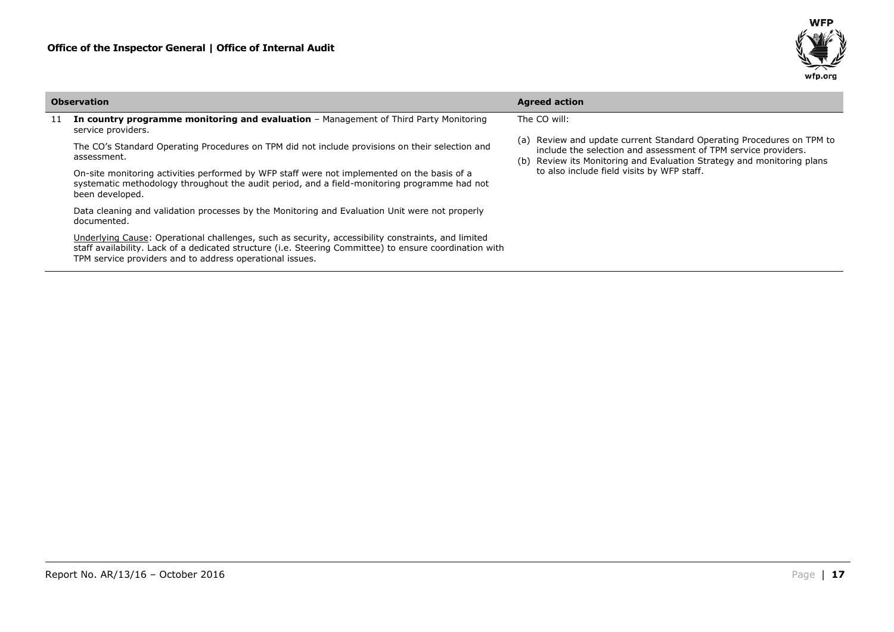| | Observation | Agreed action |
|---|---|---|
| 11 | **In country programme monitoring and evaluation** – Management of Third Party Monitoring service providers.<br><br>The CO's Standard Operating Procedures on TPM did not include provisions on their selection and assessment.<br><br>On-site monitoring activities performed by WFP staff were not implemented on the basis of a systematic methodology throughout the audit period, and a field-monitoring programme had not been developed.<br><br>Data cleaning and validation processes by the Monitoring and Evaluation Unit were not properly documented.<br><br>Underlying Cause: Operational challenges, such as security, accessibility constraints, and limited staff availability. Lack of a dedicated structure (i.e. Steering Committee) to ensure coordination with TPM service providers and to address operational issues. | The CO will:<br><br>(a) Review and update current Standard Operating Procedures on TPM to include the selection and assessment of TPM service providers.<br>(b) Review its Monitoring and Evaluation Strategy and monitoring plans to also include field visits by WFP staff. |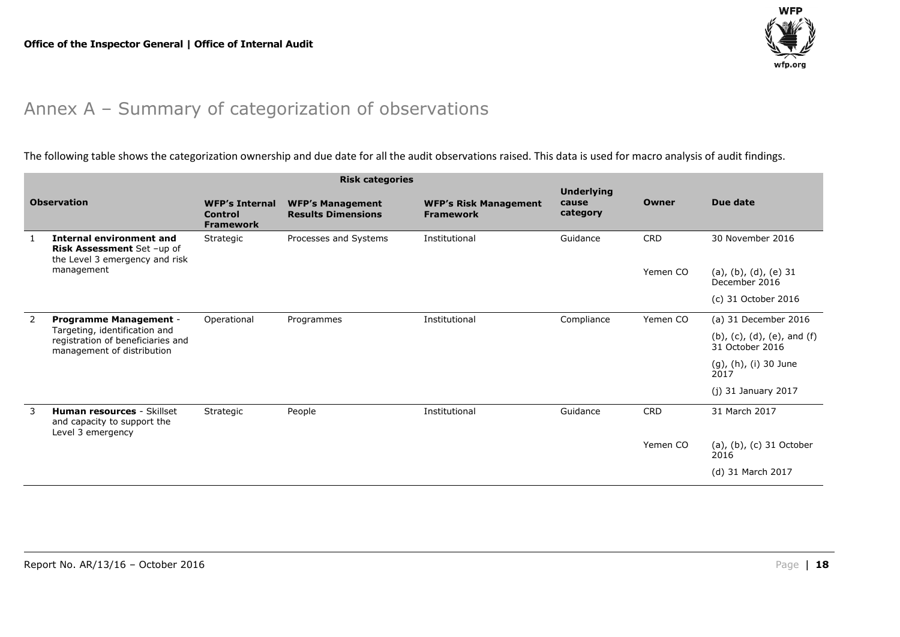# Annex A – Summary of categorization of observations

The following table shows the categorization ownership and due date for all the audit observations raised. This data is used for macro analysis of audit findings.

| Observation | | Risk categories | | | Underlying cause category | Owner | Due date |
|---|---|---|---|---|---|---|---|
| | | WFP's Internal Control Framework | WFP's Management Results Dimensions | WFP's Risk Management Framework | | | |
| 1 | **Internal environment and Risk Assessment** Set –up of the Level 3 emergency and risk management | Strategic | Processes and Systems | Institutional | Guidance | CRD | 30 November 2016 |
| | | | | | | Yemen CO | (a), (b), (d), (e) 31 December 2016 |
| | | | | | | | (c) 31 October 2016 |
| 2 | **Programme Management** - Targeting, identification and registration of beneficiaries and management of distribution | Operational | Programmes | Institutional | Compliance | Yemen CO | (a) 31 December 2016 |
| | | | | | | | (b), (c), (d), (e), and (f) 31 October 2016 |
| | | | | | | | (g), (h), (i) 30 June 2017 |
| | | | | | | | (j) 31 January 2017 |
| 3 | **Human resources** - Skillset and capacity to support the Level 3 emergency | Strategic | People | Institutional | Guidance | CRD | 31 March 2017 |
| | | | | | | Yemen CO | (a), (b), (c) 31 October 2016 |
| | | | | | | | (d) 31 March 2017 |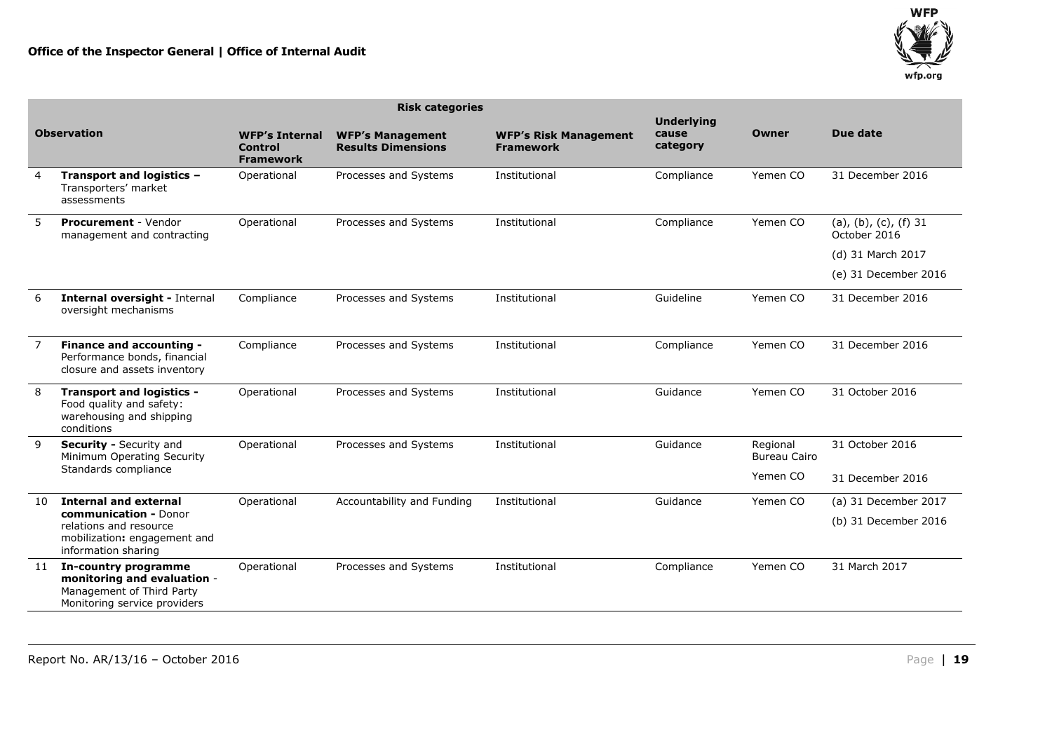| | Observation | Risk categories | | | Underlying cause category | Owner | Due date |
|---|---|---|---|---|---|---|---|
| | | WFP's Internal Control Framework | WFP's Management Results Dimensions | WFP's Risk Management Framework | | | |
| 4 | **Transport and logistics –** Transporters' market assessments | Operational | Processes and Systems | Institutional | Compliance | Yemen CO | 31 December 2016 |
| 5 | **Procurement** - Vendor management and contracting | Operational | Processes and Systems | Institutional | Compliance | Yemen CO | (a), (b), (c), (f) 31 October 2016<br>(d) 31 March 2017<br>(e) 31 December 2016 |
| 6 | **Internal oversight -** Internal oversight mechanisms | Compliance | Processes and Systems | Institutional | Guideline | Yemen CO | 31 December 2016 |
| 7 | **Finance and accounting -** Performance bonds, financial closure and assets inventory | Compliance | Processes and Systems | Institutional | Compliance | Yemen CO | 31 December 2016 |
| 8 | **Transport and logistics -** Food quality and safety: warehousing and shipping conditions | Operational | Processes and Systems | Institutional | Guidance | Yemen CO | 31 October 2016 |
| 9 | **Security -** Security and Minimum Operating Security Standards compliance | Operational | Processes and Systems | Institutional | Guidance | Regional Bureau Cairo<br>Yemen CO | 31 October 2016<br>31 December 2016 |
| 10 | **Internal and external communication -** Donor relations and resource mobilization**:** engagement and information sharing | Operational | Accountability and Funding | Institutional | Guidance | Yemen CO | (a) 31 December 2017<br>(b) 31 December 2016 |
| 11 | **In-country programme monitoring and evaluation** - Management of Third Party Monitoring service providers | Operational | Processes and Systems | Institutional | Compliance | Yemen CO | 31 March 2017 |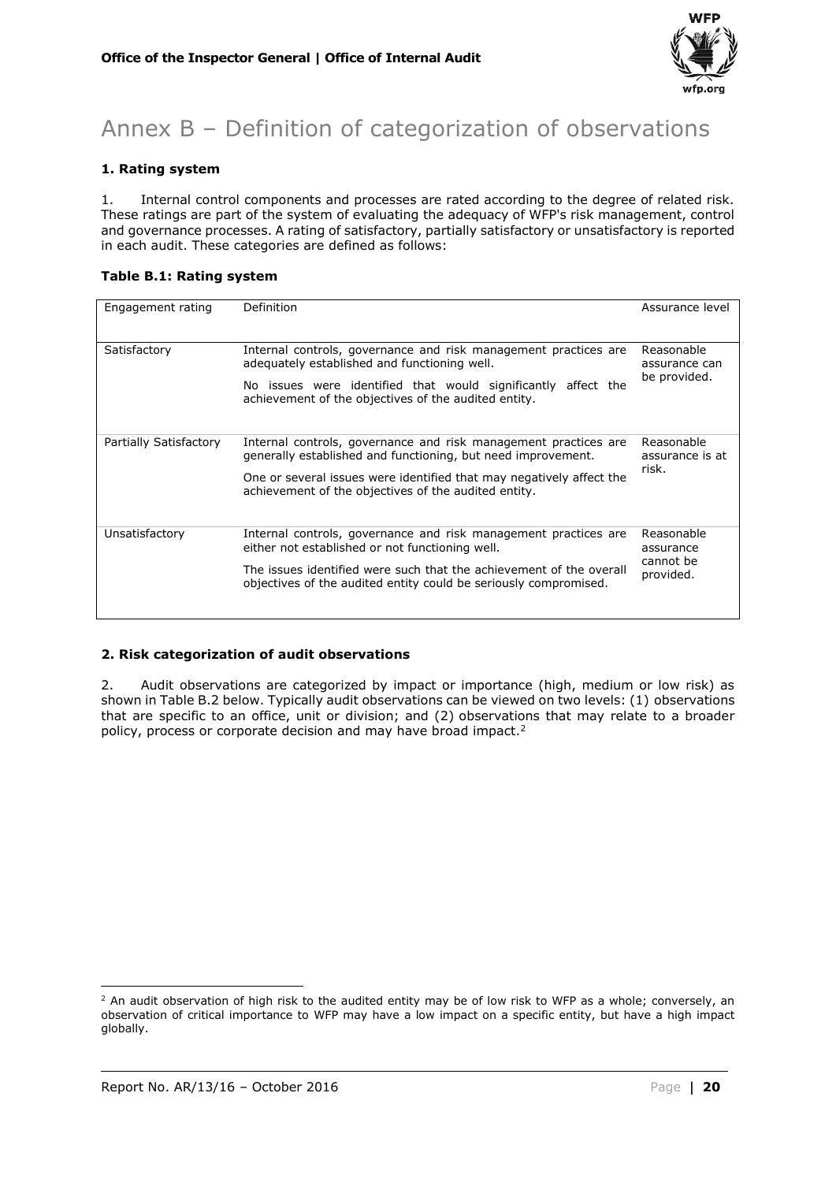# Annex B – Definition of categorization of observations

### 1. Rating system

1. Internal control components and processes are rated according to the degree of related risk. These ratings are part of the system of evaluating the adequacy of WFP's risk management, control and governance processes. A rating of satisfactory, partially satisfactory or unsatisfactory is reported in each audit. These categories are defined as follows:

**Table B.1: Rating system**

| Engagement rating | Definition | Assurance level |
|---|---|---|
| Satisfactory | Internal controls, governance and risk management practices are adequately established and functioning well.<br><br>No issues were identified that would significantly affect the achievement of the objectives of the audited entity. | Reasonable assurance can be provided. |
| Partially Satisfactory | Internal controls, governance and risk management practices are generally established and functioning, but need improvement.<br><br>One or several issues were identified that may negatively affect the achievement of the objectives of the audited entity. | Reasonable assurance is at risk. |
| Unsatisfactory | Internal controls, governance and risk management practices are either not established or not functioning well.<br><br>The issues identified were such that the achievement of the overall objectives of the audited entity could be seriously compromised. | Reasonable assurance cannot be provided. |

### 2. Risk categorization of audit observations

2. Audit observations are categorized by impact or importance (high, medium or low risk) as shown in Table B.2 below. Typically audit observations can be viewed on two levels: (1) observations that are specific to an office, unit or division; and (2) observations that may relate to a broader policy, process or corporate decision and may have broad impact.[2]

[2] An audit observation of high risk to the audited entity may be of low risk to WFP as a whole; conversely, an observation of critical importance to WFP may have a low impact on a specific entity, but have a high impact globally.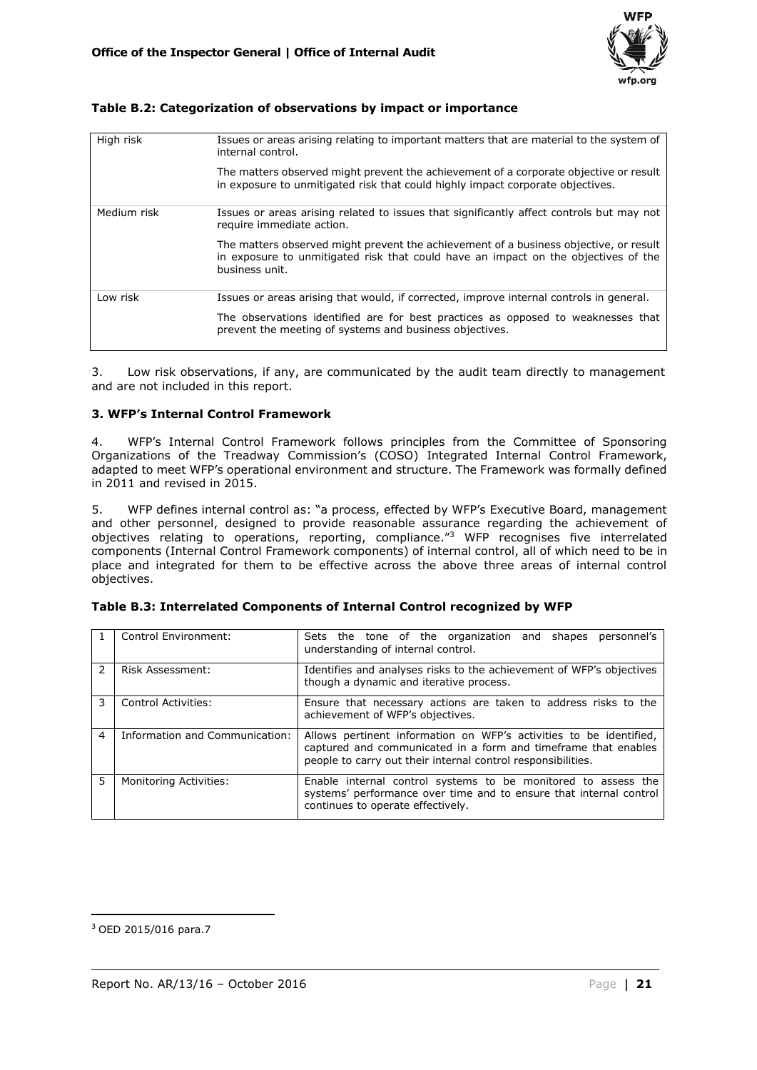**Table B.2: Categorization of observations by impact or importance**

| | |
|---|---|
| High risk | Issues or areas arising relating to important matters that are material to the system of internal control. <br><br> The matters observed might prevent the achievement of a corporate objective or result in exposure to unmitigated risk that could highly impact corporate objectives. |
| Medium risk | Issues or areas arising related to issues that significantly affect controls but may not require immediate action. <br><br> The matters observed might prevent the achievement of a business objective, or result in exposure to unmitigated risk that could have an impact on the objectives of the business unit. |
| Low risk | Issues or areas arising that would, if corrected, improve internal controls in general. <br><br> The observations identified are for best practices as opposed to weaknesses that prevent the meeting of systems and business objectives. |

3. Low risk observations, if any, are communicated by the audit team directly to management and are not included in this report.

### 3. WFP's Internal Control Framework

4. WFP's Internal Control Framework follows principles from the Committee of Sponsoring Organizations of the Treadway Commission's (COSO) Integrated Internal Control Framework, adapted to meet WFP's operational environment and structure. The Framework was formally defined in 2011 and revised in 2015.

5. WFP defines internal control as: "a process, effected by WFP's Executive Board, management and other personnel, designed to provide reasonable assurance regarding the achievement of objectives relating to operations, reporting, compliance."[3] WFP recognises five interrelated components (Internal Control Framework components) of internal control, all of which need to be in place and integrated for them to be effective across the above three areas of internal control objectives.

**Table B.3: Interrelated Components of Internal Control recognized by WFP**

| | | |
|---|---|---|
| 1 | Control Environment: | Sets the tone of the organization and shapes personnel's understanding of internal control. |
| 2 | Risk Assessment: | Identifies and analyses risks to the achievement of WFP's objectives though a dynamic and iterative process. |
| 3 | Control Activities: | Ensure that necessary actions are taken to address risks to the achievement of WFP's objectives. |
| 4 | Information and Communication: | Allows pertinent information on WFP's activities to be identified, captured and communicated in a form and timeframe that enables people to carry out their internal control responsibilities. |
| 5 | Monitoring Activities: | Enable internal control systems to be monitored to assess the systems' performance over time and to ensure that internal control continues to operate effectively. |

[3] OED 2015/016 para.7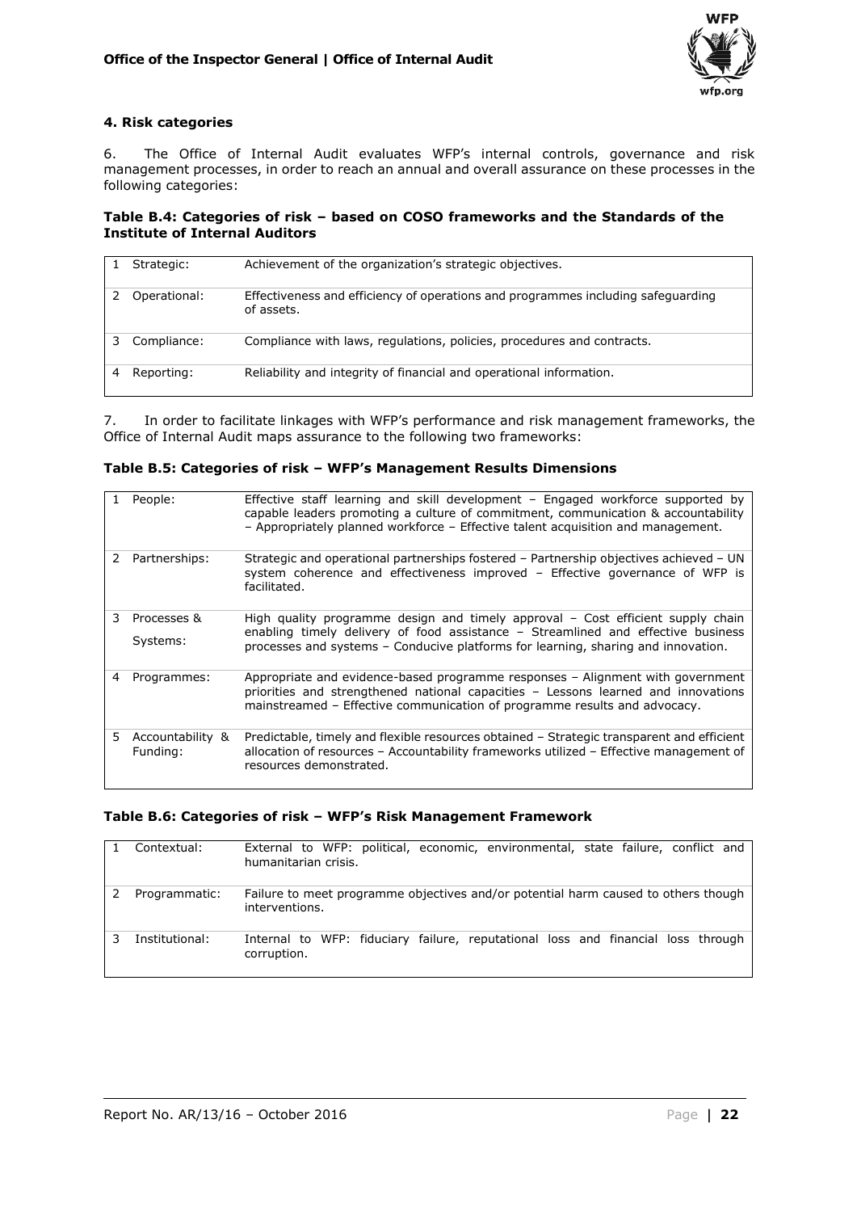### 4. Risk categories

6. The Office of Internal Audit evaluates WFP's internal controls, governance and risk management processes, in order to reach an annual and overall assurance on these processes in the following categories:

**Table B.4: Categories of risk – based on COSO frameworks and the Standards of the Institute of Internal Auditors**

| | | |
|---|---|---|
| 1 | Strategic: | Achievement of the organization's strategic objectives. |
| 2 | Operational: | Effectiveness and efficiency of operations and programmes including safeguarding of assets. |
| 3 | Compliance: | Compliance with laws, regulations, policies, procedures and contracts. |
| 4 | Reporting: | Reliability and integrity of financial and operational information. |

7. In order to facilitate linkages with WFP's performance and risk management frameworks, the Office of Internal Audit maps assurance to the following two frameworks:

**Table B.5: Categories of risk – WFP's Management Results Dimensions**

| | | |
|---|---|---|
| 1 | People: | Effective staff learning and skill development – Engaged workforce supported by capable leaders promoting a culture of commitment, communication & accountability – Appropriately planned workforce – Effective talent acquisition and management. |
| 2 | Partnerships: | Strategic and operational partnerships fostered – Partnership objectives achieved – UN system coherence and effectiveness improved – Effective governance of WFP is facilitated. |
| 3 | Processes & Systems: | High quality programme design and timely approval – Cost efficient supply chain enabling timely delivery of food assistance – Streamlined and effective business processes and systems – Conducive platforms for learning, sharing and innovation. |
| 4 | Programmes: | Appropriate and evidence-based programme responses – Alignment with government priorities and strengthened national capacities – Lessons learned and innovations mainstreamed – Effective communication of programme results and advocacy. |
| 5 | Accountability & Funding: | Predictable, timely and flexible resources obtained – Strategic transparent and efficient allocation of resources – Accountability frameworks utilized – Effective management of resources demonstrated. |

**Table B.6: Categories of risk – WFP's Risk Management Framework**

| | | |
|---|---|---|
| 1 | Contextual: | External to WFP: political, economic, environmental, state failure, conflict and humanitarian crisis. |
| 2 | Programmatic: | Failure to meet programme objectives and/or potential harm caused to others though interventions. |
| 3 | Institutional: | Internal to WFP: fiduciary failure, reputational loss and financial loss through corruption. |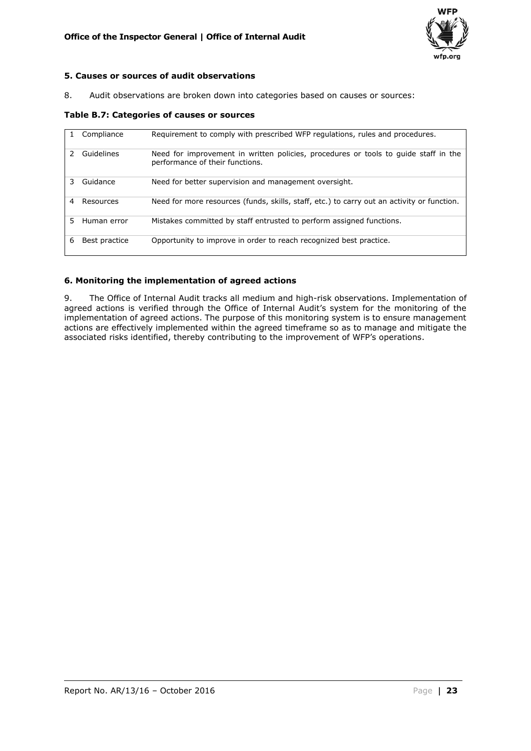### 5. Causes or sources of audit observations

8. Audit observations are broken down into categories based on causes or sources:

**Table B.7: Categories of causes or sources**

| | | |
|---|---|---|
| 1 | Compliance | Requirement to comply with prescribed WFP regulations, rules and procedures. |
| 2 | Guidelines | Need for improvement in written policies, procedures or tools to guide staff in the performance of their functions. |
| 3 | Guidance | Need for better supervision and management oversight. |
| 4 | Resources | Need for more resources (funds, skills, staff, etc.) to carry out an activity or function. |
| 5 | Human error | Mistakes committed by staff entrusted to perform assigned functions. |
| 6 | Best practice | Opportunity to improve in order to reach recognized best practice. |

### 6. Monitoring the implementation of agreed actions

9. The Office of Internal Audit tracks all medium and high-risk observations. Implementation of agreed actions is verified through the Office of Internal Audit's system for the monitoring of the implementation of agreed actions. The purpose of this monitoring system is to ensure management actions are effectively implemented within the agreed timeframe so as to manage and mitigate the associated risks identified, thereby contributing to the improvement of WFP's operations.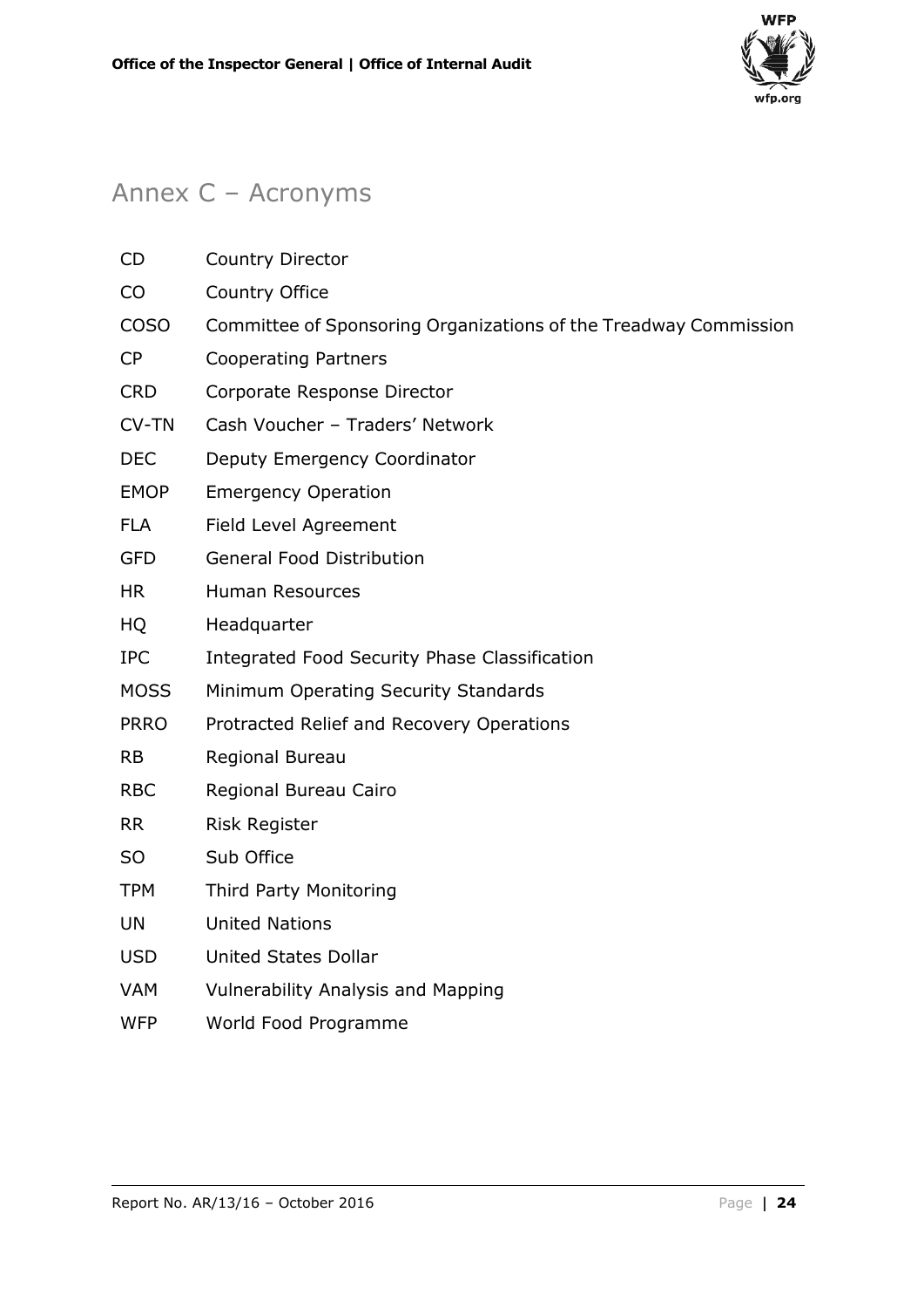# Annex C – Acronyms

| | |
|---|---|
| CD | Country Director |
| CO | Country Office |
| COSO | Committee of Sponsoring Organizations of the Treadway Commission |
| CP | Cooperating Partners |
| CRD | Corporate Response Director |
| CV-TN | Cash Voucher – Traders' Network |
| DEC | Deputy Emergency Coordinator |
| EMOP | Emergency Operation |
| FLA | Field Level Agreement |
| GFD | General Food Distribution |
| HR | Human Resources |
| HQ | Headquarter |
| IPC | Integrated Food Security Phase Classification |
| MOSS | Minimum Operating Security Standards |
| PRRO | Protracted Relief and Recovery Operations |
| RB | Regional Bureau |
| RBC | Regional Bureau Cairo |
| RR | Risk Register |
| SO | Sub Office |
| TPM | Third Party Monitoring |
| UN | United Nations |
| USD | United States Dollar |
| VAM | Vulnerability Analysis and Mapping |
| WFP | World Food Programme |